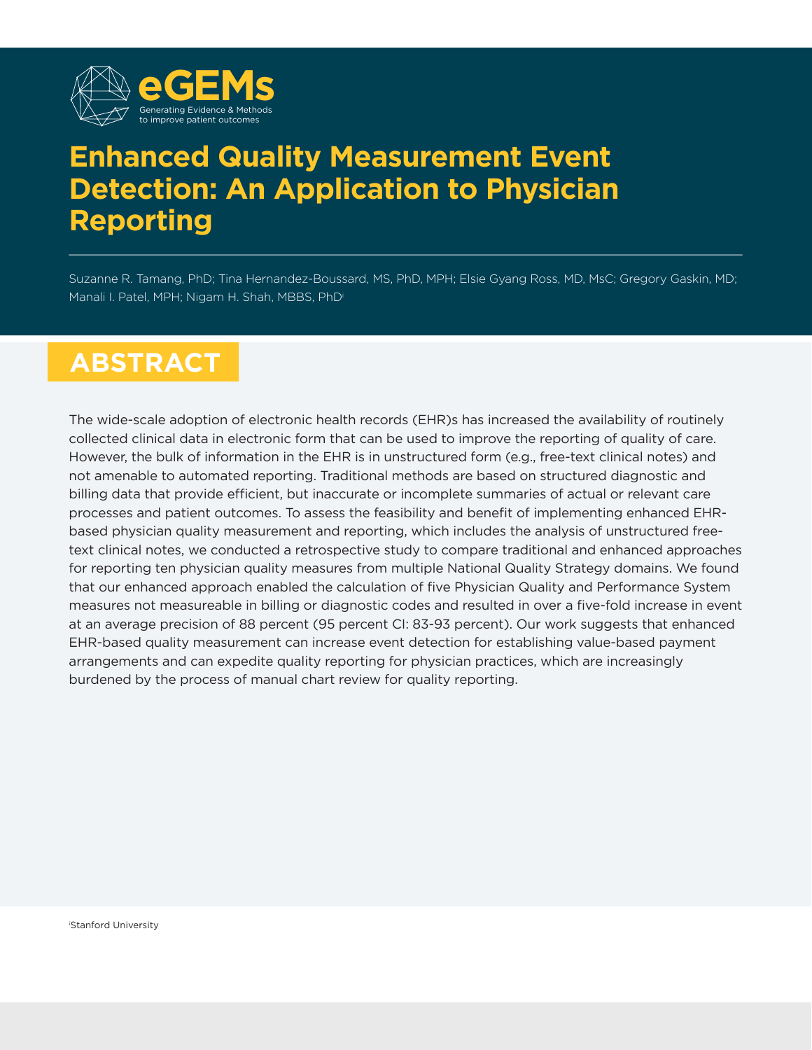eGEMs

Generating Evidence & Methods to improve patient outcomes

# Enhanced Quality Measurement Event Detection: An Application to Physician Reporting

Suzanne R. Tamang, PhD; Tina Hernandez-Boussard, MS, PhD, MPH; Elsie Gyang Ross, MD, MsC; Gregory Gaskin, MD; Manali I. Patel, MPH; Nigam H. Shah, MBBS, PhD[i]

## ABSTRACT

The wide-scale adoption of electronic health records (EHR)s has increased the availability of routinely collected clinical data in electronic form that can be used to improve the reporting of quality of care. However, the bulk of information in the EHR is in unstructured form (e.g., free-text clinical notes) and not amenable to automated reporting. Traditional methods are based on structured diagnostic and billing data that provide efficient, but inaccurate or incomplete summaries of actual or relevant care processes and patient outcomes. To assess the feasibility and benefit of implementing enhanced EHR-based physician quality measurement and reporting, which includes the analysis of unstructured free-text clinical notes, we conducted a retrospective study to compare traditional and enhanced approaches for reporting ten physician quality measures from multiple National Quality Strategy domains. We found that our enhanced approach enabled the calculation of five Physician Quality and Performance System measures not measureable in billing or diagnostic codes and resulted in over a five-fold increase in event at an average precision of 88 percent (95 percent CI: 83-93 percent). Our work suggests that enhanced EHR-based quality measurement can increase event detection for establishing value-based payment arrangements and can expedite quality reporting for physician practices, which are increasingly burdened by the process of manual chart review for quality reporting.

[i]Stanford University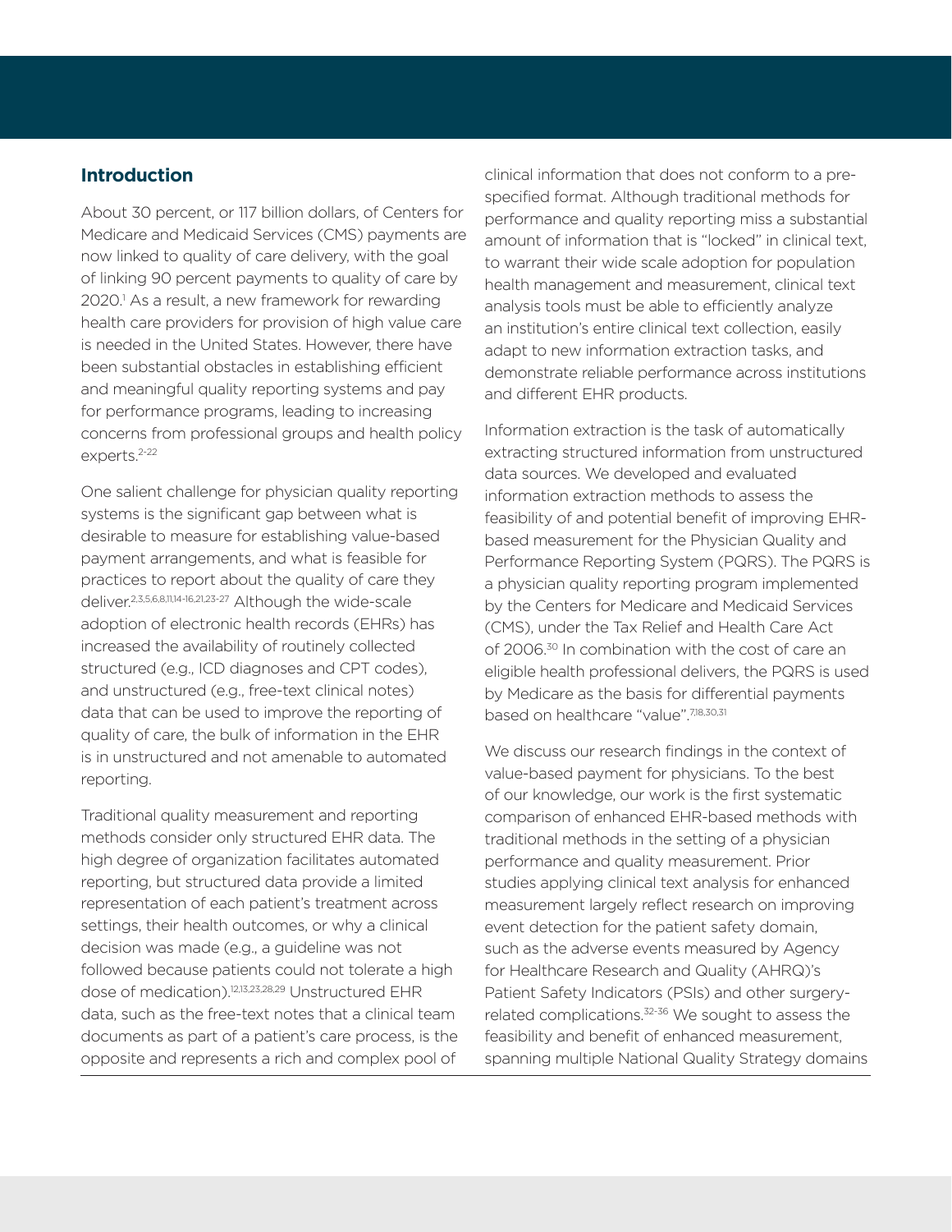## Introduction

About 30 percent, or 117 billion dollars, of Centers for Medicare and Medicaid Services (CMS) payments are now linked to quality of care delivery, with the goal of linking 90 percent payments to quality of care by 2020.[1] As a result, a new framework for rewarding health care providers for provision of high value care is needed in the United States. However, there have been substantial obstacles in establishing efficient and meaningful quality reporting systems and pay for performance programs, leading to increasing concerns from professional groups and health policy experts.[2-22]

One salient challenge for physician quality reporting systems is the significant gap between what is desirable to measure for establishing value-based payment arrangements, and what is feasible for practices to report about the quality of care they deliver.[2,3,5,6,8,11,14-16,21,23-27] Although the wide-scale adoption of electronic health records (EHRs) has increased the availability of routinely collected structured (e.g., ICD diagnoses and CPT codes), and unstructured (e.g., free-text clinical notes) data that can be used to improve the reporting of quality of care, the bulk of information in the EHR is in unstructured and not amenable to automated reporting.

Traditional quality measurement and reporting methods consider only structured EHR data. The high degree of organization facilitates automated reporting, but structured data provide a limited representation of each patient's treatment across settings, their health outcomes, or why a clinical decision was made (e.g., a guideline was not followed because patients could not tolerate a high dose of medication).[12,13,23,28,29] Unstructured EHR data, such as the free-text notes that a clinical team documents as part of a patient's care process, is the opposite and represents a rich and complex pool of clinical information that does not conform to a pre-specified format. Although traditional methods for performance and quality reporting miss a substantial amount of information that is "locked" in clinical text, to warrant their wide scale adoption for population health management and measurement, clinical text analysis tools must be able to efficiently analyze an institution's entire clinical text collection, easily adapt to new information extraction tasks, and demonstrate reliable performance across institutions and different EHR products.

Information extraction is the task of automatically extracting structured information from unstructured data sources. We developed and evaluated information extraction methods to assess the feasibility of and potential benefit of improving EHR-based measurement for the Physician Quality and Performance Reporting System (PQRS). The PQRS is a physician quality reporting program implemented by the Centers for Medicare and Medicaid Services (CMS), under the Tax Relief and Health Care Act of 2006.[30] In combination with the cost of care an eligible health professional delivers, the PQRS is used by Medicare as the basis for differential payments based on healthcare "value".[7,18,30,31]

We discuss our research findings in the context of value-based payment for physicians. To the best of our knowledge, our work is the first systematic comparison of enhanced EHR-based methods with traditional methods in the setting of a physician performance and quality measurement. Prior studies applying clinical text analysis for enhanced measurement largely reflect research on improving event detection for the patient safety domain, such as the adverse events measured by Agency for Healthcare Research and Quality (AHRQ)'s Patient Safety Indicators (PSIs) and other surgery-related complications.[32-36] We sought to assess the feasibility and benefit of enhanced measurement, spanning multiple National Quality Strategy domains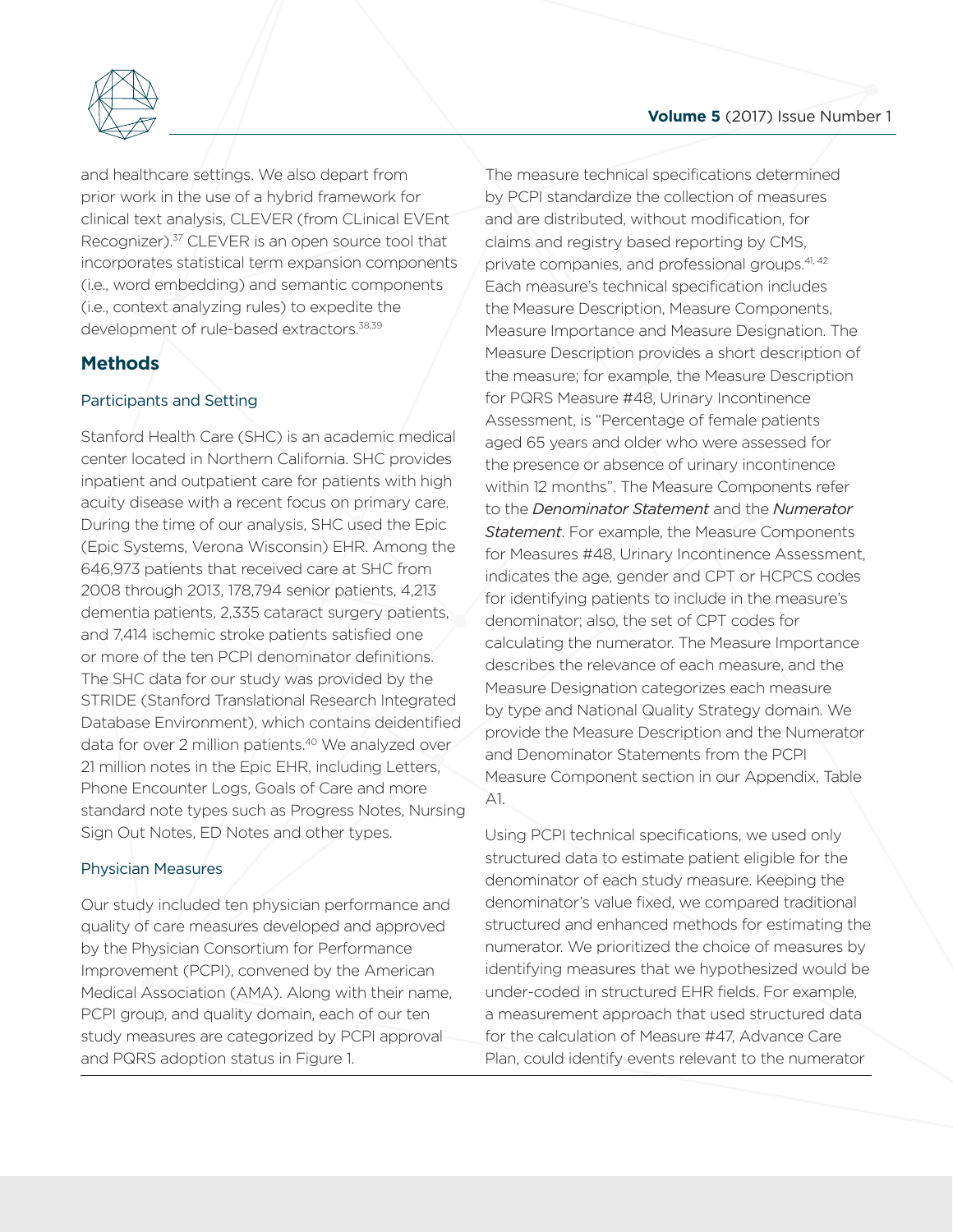and healthcare settings. We also depart from prior work in the use of a hybrid framework for clinical text analysis, CLEVER (from CLinical EVEnt Recognizer).[37] CLEVER is an open source tool that incorporates statistical term expansion components (i.e., word embedding) and semantic components (i.e., context analyzing rules) to expedite the development of rule-based extractors.[38,39]

## Methods

### Participants and Setting

Stanford Health Care (SHC) is an academic medical center located in Northern California. SHC provides inpatient and outpatient care for patients with high acuity disease with a recent focus on primary care. During the time of our analysis, SHC used the Epic (Epic Systems, Verona Wisconsin) EHR. Among the 646,973 patients that received care at SHC from 2008 through 2013, 178,794 senior patients, 4,213 dementia patients, 2,335 cataract surgery patients, and 7,414 ischemic stroke patients satisfied one or more of the ten PCPI denominator definitions. The SHC data for our study was provided by the STRIDE (Stanford Translational Research Integrated Database Environment), which contains deidentified data for over 2 million patients.[40] We analyzed over 21 million notes in the Epic EHR, including Letters, Phone Encounter Logs, Goals of Care and more standard note types such as Progress Notes, Nursing Sign Out Notes, ED Notes and other types.

### Physician Measures

Our study included ten physician performance and quality of care measures developed and approved by the Physician Consortium for Performance Improvement (PCPI), convened by the American Medical Association (AMA). Along with their name, PCPI group, and quality domain, each of our ten study measures are categorized by PCPI approval and PQRS adoption status in Figure 1.

The measure technical specifications determined by PCPI standardize the collection of measures and are distributed, without modification, for claims and registry based reporting by CMS, private companies, and professional groups.[41, 42] Each measure's technical specification includes the Measure Description, Measure Components, Measure Importance and Measure Designation. The Measure Description provides a short description of the measure; for example, the Measure Description for PQRS Measure #48, Urinary Incontinence Assessment, is "Percentage of female patients aged 65 years and older who were assessed for the presence or absence of urinary incontinence within 12 months". The Measure Components refer to the *Denominator Statement* and the *Numerator Statement*. For example, the Measure Components for Measures #48, Urinary Incontinence Assessment, indicates the age, gender and CPT or HCPCS codes for identifying patients to include in the measure's denominator; also, the set of CPT codes for calculating the numerator. The Measure Importance describes the relevance of each measure, and the Measure Designation categorizes each measure by type and National Quality Strategy domain. We provide the Measure Description and the Numerator and Denominator Statements from the PCPI Measure Component section in our Appendix, Table A1.

Using PCPI technical specifications, we used only structured data to estimate patient eligible for the denominator of each study measure. Keeping the denominator's value fixed, we compared traditional structured and enhanced methods for estimating the numerator. We prioritized the choice of measures by identifying measures that we hypothesized would be under-coded in structured EHR fields. For example, a measurement approach that used structured data for the calculation of Measure #47, Advance Care Plan, could identify events relevant to the numerator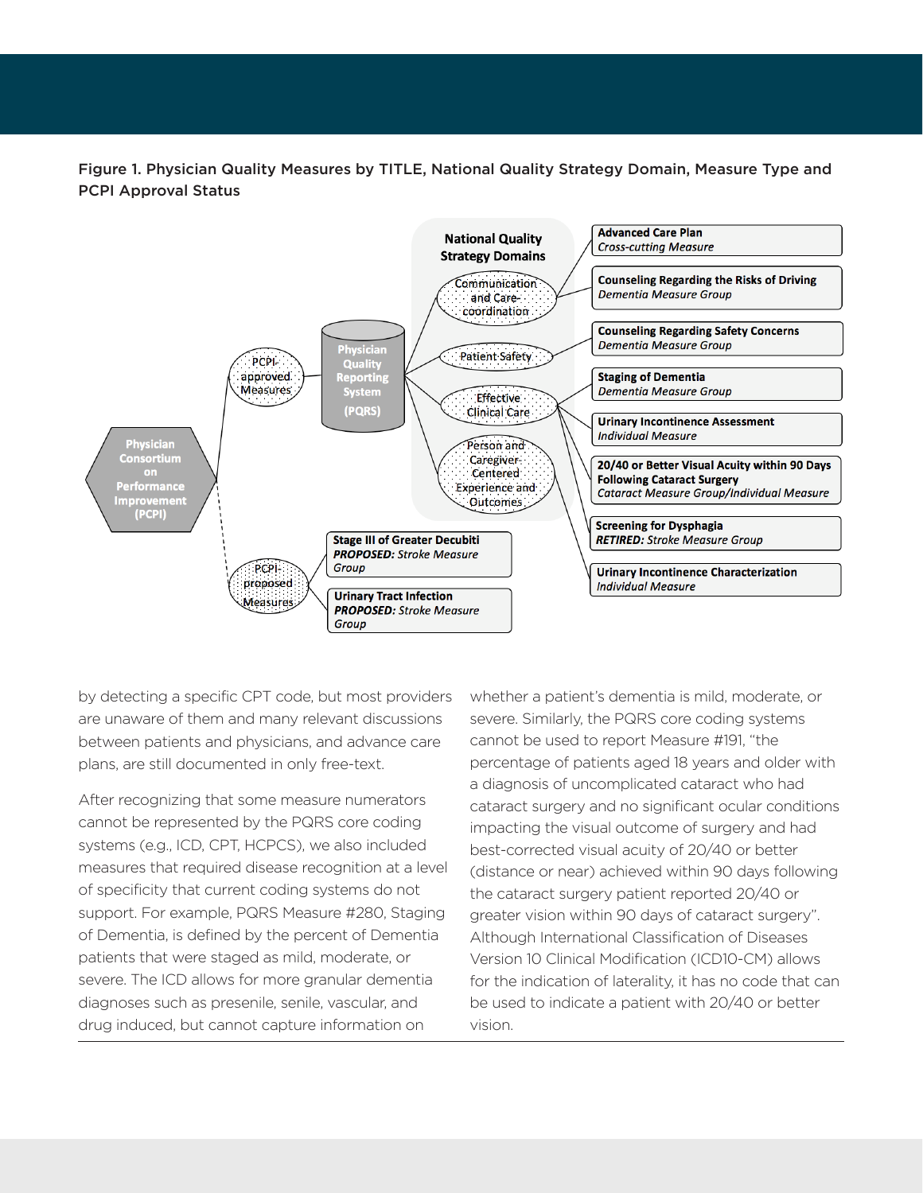Figure 1. Physician Quality Measures by TITLE, National Quality Strategy Domain, Measure Type and PCPI Approval Status

- Physician Consortium on Performance Improvement (PCPI)
  - PCPI-approved Measures
    - Physician Quality Reporting System (PQRS)
      - National Quality Strategy Domains
        - Communication and Care-coordination
        - Patient Safety
        - Effective Clinical Care
        - Person and Caregiver-Centered Experience and Outcomes
      - **Advanced Care Plan** — *Cross-cutting Measure*
      - **Counseling Regarding the Risks of Driving** — *Dementia Measure Group*
      - **Counseling Regarding Safety Concerns** — *Dementia Measure Group*
      - **Staging of Dementia** — *Dementia Measure Group*
      - **Urinary Incontinence Assessment** — *Individual Measure*
      - **20/40 or Better Visual Acuity within 90 Days Following Cataract Surgery** — *Cataract Measure Group/Individual Measure*
      - **Screening for Dysphagia** — ***RETIRED:*** *Stroke Measure Group*
      - **Urinary Incontinence Characterization** — *Individual Measure*
  - PCPI-proposed Measures
    - **Stage III of Greater Decubiti** — ***PROPOSED:*** *Stroke Measure Group*
    - **Urinary Tract Infection** — ***PROPOSED:*** *Stroke Measure Group*

by detecting a specific CPT code, but most providers are unaware of them and many relevant discussions between patients and physicians, and advance care plans, are still documented in only free-text.

After recognizing that some measure numerators cannot be represented by the PQRS core coding systems (e.g., ICD, CPT, HCPCS), we also included measures that required disease recognition at a level of specificity that current coding systems do not support. For example, PQRS Measure #280, Staging of Dementia, is defined by the percent of Dementia patients that were staged as mild, moderate, or severe. The ICD allows for more granular dementia diagnoses such as presenile, senile, vascular, and drug induced, but cannot capture information on whether a patient's dementia is mild, moderate, or severe. Similarly, the PQRS core coding systems cannot be used to report Measure #191, "the percentage of patients aged 18 years and older with a diagnosis of uncomplicated cataract who had cataract surgery and no significant ocular conditions impacting the visual outcome of surgery and had best-corrected visual acuity of 20/40 or better (distance or near) achieved within 90 days following the cataract surgery patient reported 20/40 or greater vision within 90 days of cataract surgery". Although International Classification of Diseases Version 10 Clinical Modification (ICD10-CM) allows for the indication of laterality, it has no code that can be used to indicate a patient with 20/40 or better vision.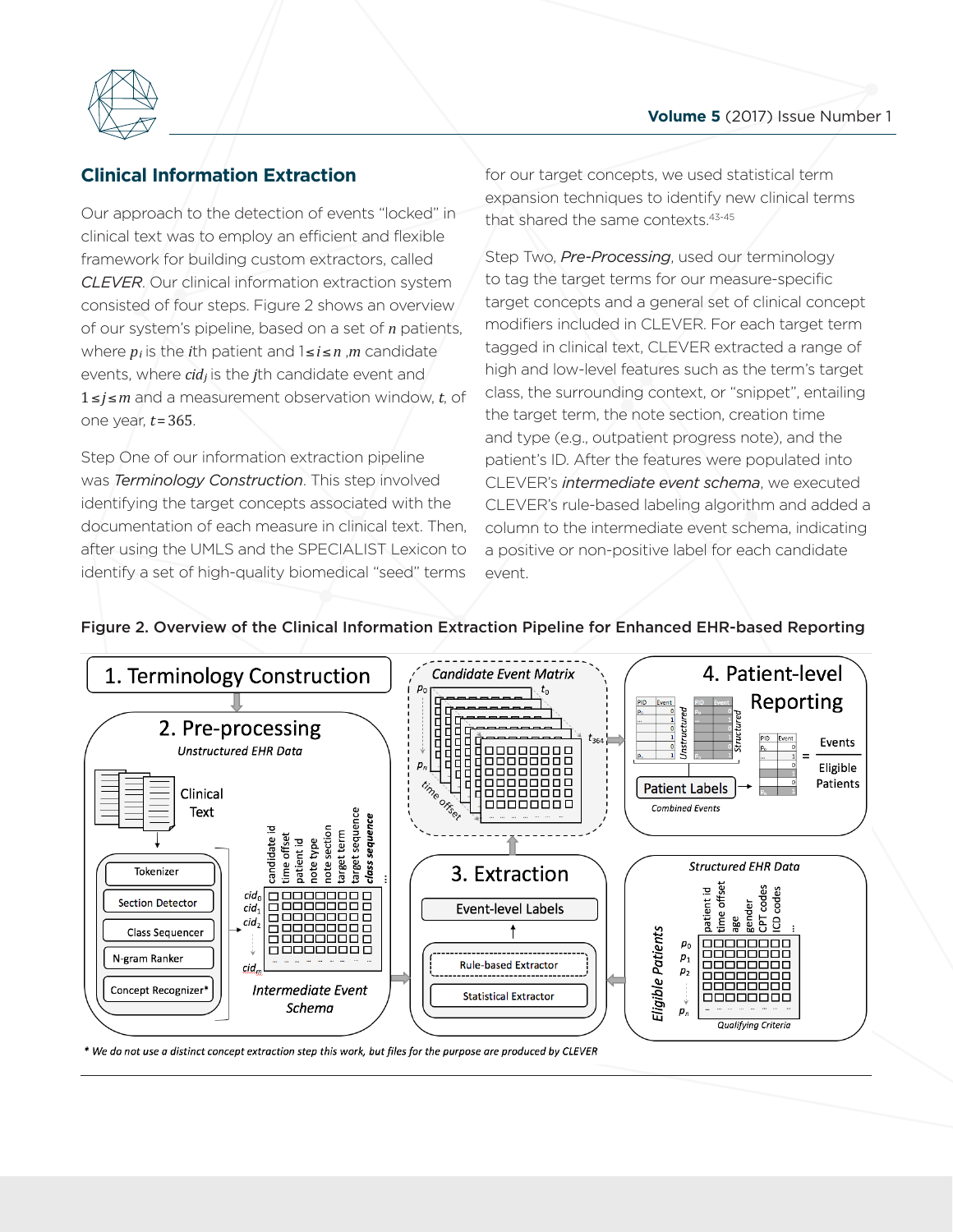## Clinical Information Extraction

Our approach to the detection of events "locked" in clinical text was to employ an efficient and flexible framework for building custom extractors, called *CLEVER*. Our clinical information extraction system consisted of four steps. Figure 2 shows an overview of our system's pipeline, based on a set of $n$ patients, where $p_i$ is the $i$th patient and $1 \leq i \leq n$ ,$m$ candidate events, where $cid_j$ is the $j$th candidate event and $1 \leq j \leq m$ and a measurement observation window, $t$, of one year, $t = 365$.

Step One of our information extraction pipeline was *Terminology Construction*. This step involved identifying the target concepts associated with the documentation of each measure in clinical text. Then, after using the UMLS and the SPECIALIST Lexicon to identify a set of high-quality biomedical "seed" terms for our target concepts, we used statistical term expansion techniques to identify new clinical terms that shared the same contexts.[43-45]

Step Two, *Pre-Processing*, used our terminology to tag the target terms for our measure-specific target concepts and a general set of clinical concept modifiers included in CLEVER. For each target term tagged in clinical text, CLEVER extracted a range of high and low-level features such as the term's target class, the surrounding context, or "snippet", entailing the target term, the note section, creation time and type (e.g., outpatient progress note), and the patient's ID. After the features were populated into CLEVER's *intermediate event schema*, we executed CLEVER's rule-based labeling algorithm and added a column to the intermediate event schema, indicating a positive or non-positive label for each candidate event.

**Figure 2. Overview of the Clinical Information Extraction Pipeline for Enhanced EHR-based Reporting**

*\* We do not use a distinct concept extraction step this work, but files for the purpose are produced by CLEVER*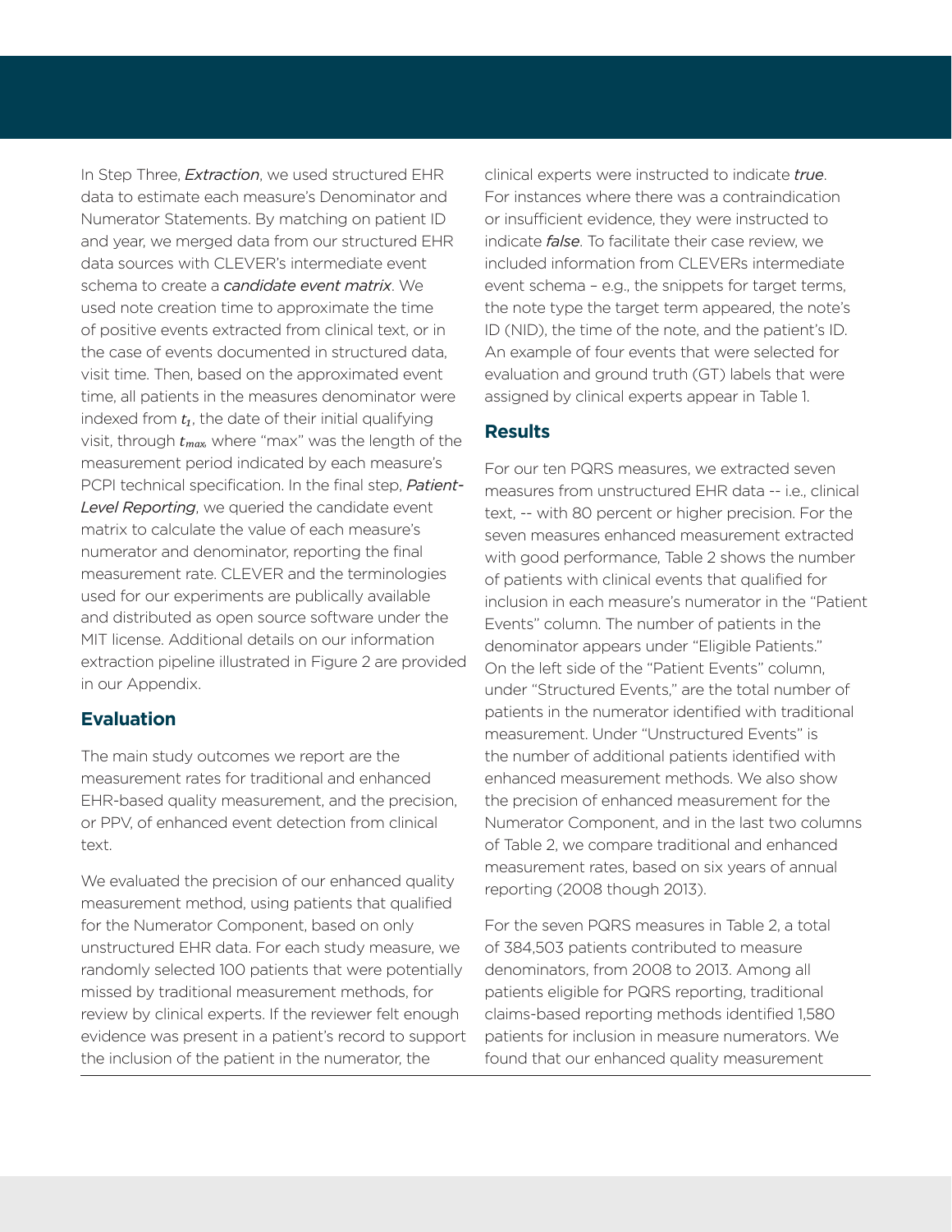In Step Three, *Extraction*, we used structured EHR data to estimate each measure's Denominator and Numerator Statements. By matching on patient ID and year, we merged data from our structured EHR data sources with CLEVER's intermediate event schema to create a *candidate event matrix*. We used note creation time to approximate the time of positive events extracted from clinical text, or in the case of events documented in structured data, visit time. Then, based on the approximated event time, all patients in the measures denominator were indexed from $t_1$, the date of their initial qualifying visit, through $t_{max}$, where "max" was the length of the measurement period indicated by each measure's PCPI technical specification. In the final step, *Patient-Level Reporting*, we queried the candidate event matrix to calculate the value of each measure's numerator and denominator, reporting the final measurement rate. CLEVER and the terminologies used for our experiments are publically available and distributed as open source software under the MIT license. Additional details on our information extraction pipeline illustrated in Figure 2 are provided in our Appendix.

## Evaluation

The main study outcomes we report are the measurement rates for traditional and enhanced EHR-based quality measurement, and the precision, or PPV, of enhanced event detection from clinical text.

We evaluated the precision of our enhanced quality measurement method, using patients that qualified for the Numerator Component, based on only unstructured EHR data. For each study measure, we randomly selected 100 patients that were potentially missed by traditional measurement methods, for review by clinical experts. If the reviewer felt enough evidence was present in a patient's record to support the inclusion of the patient in the numerator, the clinical experts were instructed to indicate *true*. For instances where there was a contraindication or insufficient evidence, they were instructed to indicate *false*. To facilitate their case review, we included information from CLEVERs intermediate event schema – e.g., the snippets for target terms, the note type the target term appeared, the note's ID (NID), the time of the note, and the patient's ID. An example of four events that were selected for evaluation and ground truth (GT) labels that were assigned by clinical experts appear in Table 1.

## Results

For our ten PQRS measures, we extracted seven measures from unstructured EHR data -- i.e., clinical text, -- with 80 percent or higher precision. For the seven measures enhanced measurement extracted with good performance, Table 2 shows the number of patients with clinical events that qualified for inclusion in each measure's numerator in the "Patient Events" column. The number of patients in the denominator appears under "Eligible Patients." On the left side of the "Patient Events" column, under "Structured Events," are the total number of patients in the numerator identified with traditional measurement. Under "Unstructured Events" is the number of additional patients identified with enhanced measurement methods. We also show the precision of enhanced measurement for the Numerator Component, and in the last two columns of Table 2, we compare traditional and enhanced measurement rates, based on six years of annual reporting (2008 though 2013).

For the seven PQRS measures in Table 2, a total of 384,503 patients contributed to measure denominators, from 2008 to 2013. Among all patients eligible for PQRS reporting, traditional claims-based reporting methods identified 1,580 patients for inclusion in measure numerators. We found that our enhanced quality measurement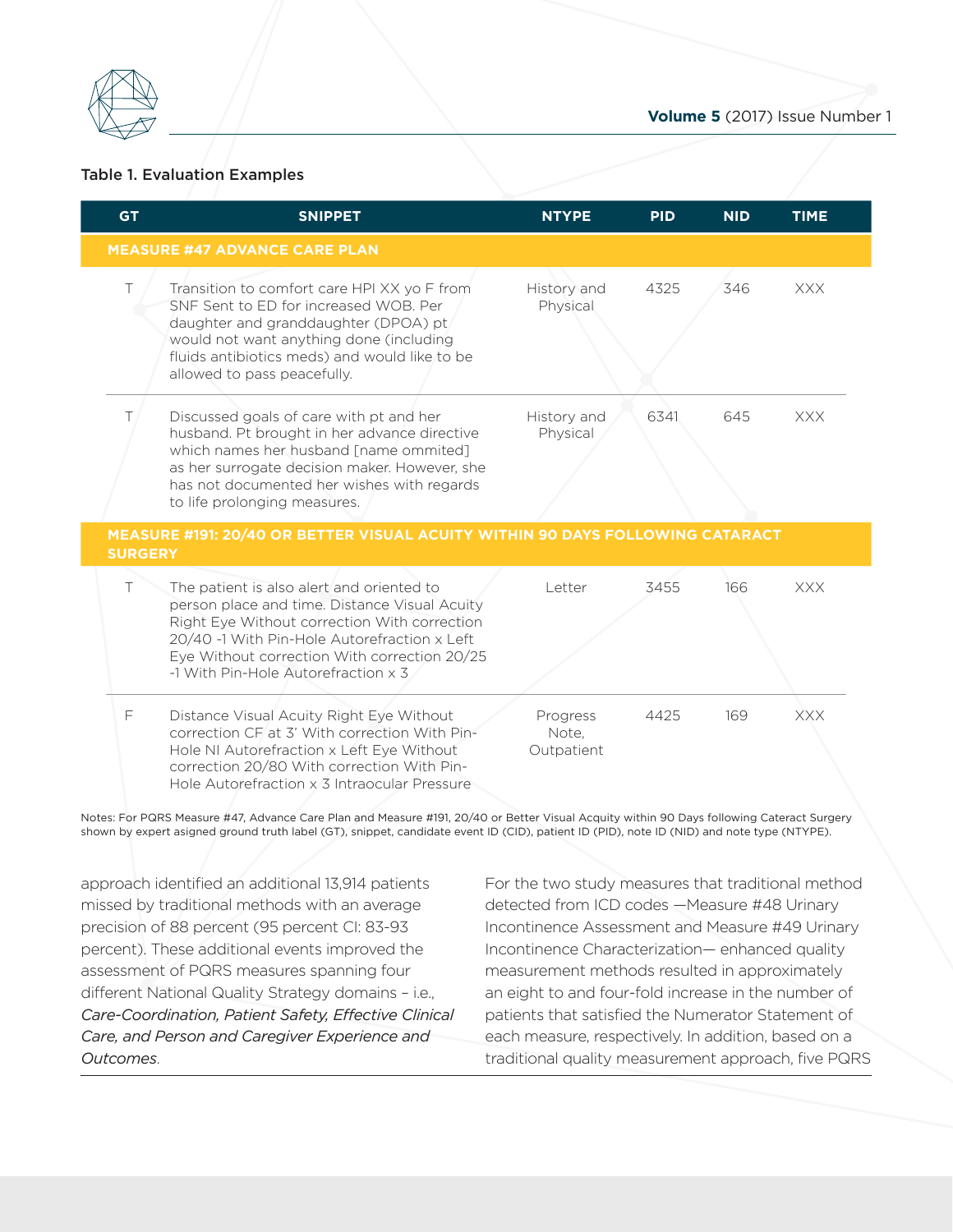Table 1. Evaluation Examples

| GT | SNIPPET | NTYPE | PID | NID | TIME |
|---|---|---|---|---|---|
| **MEASURE #47 ADVANCE CARE PLAN** | | | | | |
| T | Transition to comfort care HPI XX yo F from SNF Sent to ED for increased WOB. Per daughter and granddaughter (DPOA) pt would not want anything done (including fluids antibiotics meds) and would like to be allowed to pass peacefully. | History and Physical | 4325 | 346 | XXX |
| T | Discussed goals of care with pt and her husband. Pt brought in her advance directive which names her husband [name ommited] as her surrogate decision maker. However, she has not documented her wishes with regards to life prolonging measures. | History and Physical | 6341 | 645 | XXX |
| **MEASURE #191: 20/40 OR BETTER VISUAL ACUITY WITHIN 90 DAYS FOLLOWING CATARACT SURGERY** | | | | | |
| T | The patient is also alert and oriented to person place and time. Distance Visual Acuity Right Eye Without correction With correction 20/40 -1 With Pin-Hole Autorefraction x Left Eye Without correction With correction 20/25 -1 With Pin-Hole Autorefraction x 3 | Letter | 3455 | 166 | XXX |
| F | Distance Visual Acuity Right Eye Without correction CF at 3' With correction With Pin-Hole NI Autorefraction x Left Eye Without correction 20/80 With correction With Pin-Hole Autorefraction x 3 Intraocular Pressure | Progress Note, Outpatient | 4425 | 169 | XXX |

Notes: For PQRS Measure #47, Advance Care Plan and Measure #191, 20/40 or Better Visual Acquity within 90 Days following Cateract Surgery shown by expert asigned ground truth label (GT), snippet, candidate event ID (CID), patient ID (PID), note ID (NID) and note type (NTYPE).

approach identified an additional 13,914 patients missed by traditional methods with an average precision of 88 percent (95 percent CI: 83-93 percent). These additional events improved the assessment of PQRS measures spanning four different National Quality Strategy domains – i.e., *Care-Coordination, Patient Safety, Effective Clinical Care, and Person and Caregiver Experience and Outcomes*.

For the two study measures that traditional method detected from ICD codes —Measure #48 Urinary Incontinence Assessment and Measure #49 Urinary Incontinence Characterization— enhanced quality measurement methods resulted in approximately an eight to and four-fold increase in the number of patients that satisfied the Numerator Statement of each measure, respectively. In addition, based on a traditional quality measurement approach, five PQRS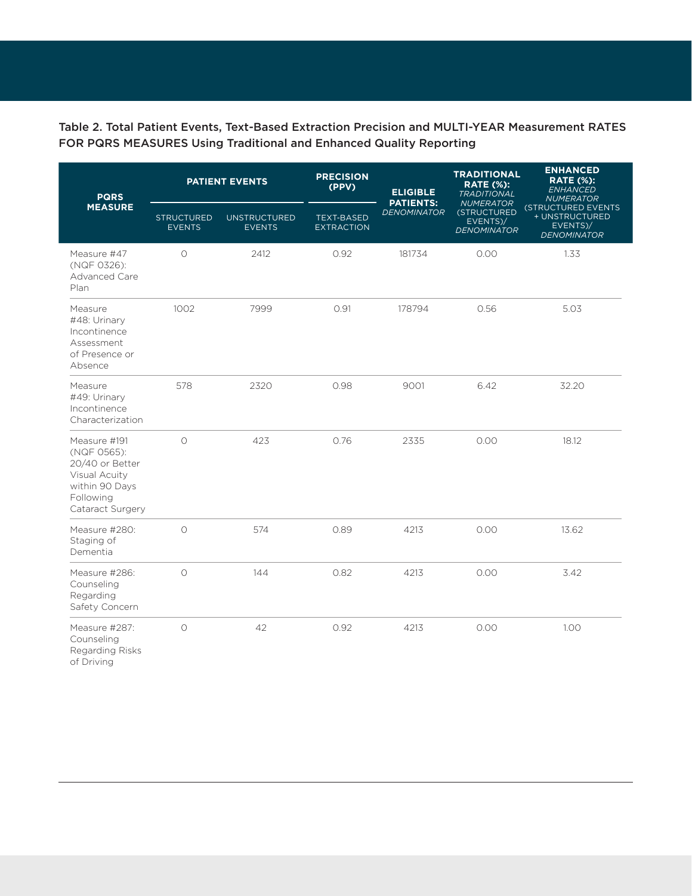Table 2. Total Patient Events, Text-Based Extraction Precision and MULTI-YEAR Measurement RATES FOR PQRS MEASURES Using Traditional and Enhanced Quality Reporting

| PQRS MEASURE | PATIENT EVENTS | | PRECISION (PPV) | ELIGIBLE PATIENTS: *DENOMINATOR* | TRADITIONAL RATE (%): *TRADITIONAL NUMERATOR (STRUCTURED EVENTS)/ DENOMINATOR* | ENHANCED RATE (%): *ENHANCED NUMERATOR (STRUCTURED EVENTS + UNSTRUCTURED EVENTS)/ DENOMINATOR* |
|---|---|---|---|---|---|---|
| | STRUCTURED EVENTS | UNSTRUCTURED EVENTS | TEXT-BASED EXTRACTION | | | |
| Measure #47 (NQF 0326): Advanced Care Plan | 0 | 2412 | 0.92 | 181734 | 0.00 | 1.33 |
| Measure #48: Urinary Incontinence Assessment of Presence or Absence | 1002 | 7999 | 0.91 | 178794 | 0.56 | 5.03 |
| Measure #49: Urinary Incontinence Characterization | 578 | 2320 | 0.98 | 9001 | 6.42 | 32.20 |
| Measure #191 (NQF 0565): 20/40 or Better Visual Acuity within 90 Days Following Cataract Surgery | 0 | 423 | 0.76 | 2335 | 0.00 | 18.12 |
| Measure #280: Staging of Dementia | 0 | 574 | 0.89 | 4213 | 0.00 | 13.62 |
| Measure #286: Counseling Regarding Safety Concern | 0 | 144 | 0.82 | 4213 | 0.00 | 3.42 |
| Measure #287: Counseling Regarding Risks of Driving | 0 | 42 | 0.92 | 4213 | 0.00 | 1.00 |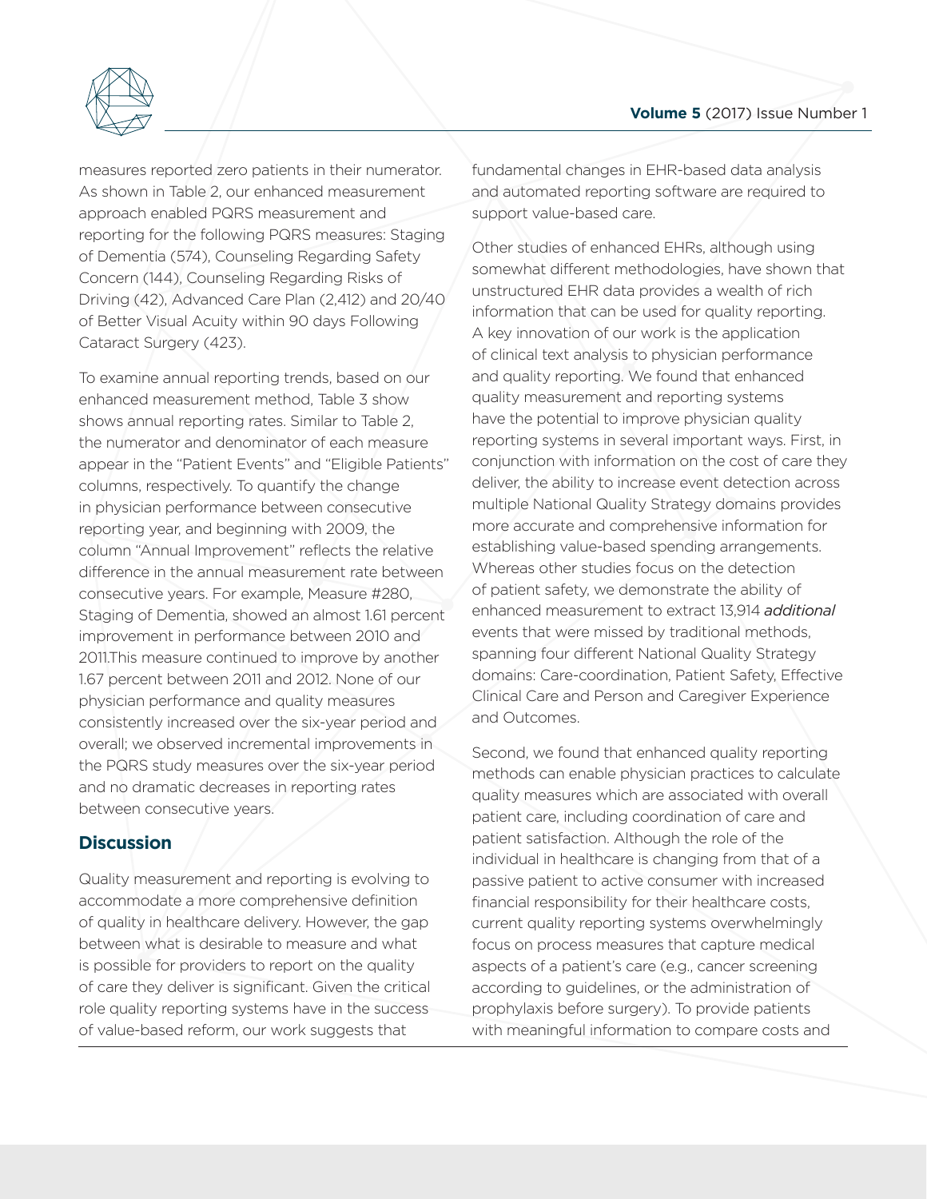measures reported zero patients in their numerator. As shown in Table 2, our enhanced measurement approach enabled PQRS measurement and reporting for the following PQRS measures: Staging of Dementia (574), Counseling Regarding Safety Concern (144), Counseling Regarding Risks of Driving (42), Advanced Care Plan (2,412) and 20/40 of Better Visual Acuity within 90 days Following Cataract Surgery (423).

To examine annual reporting trends, based on our enhanced measurement method, Table 3 show shows annual reporting rates. Similar to Table 2, the numerator and denominator of each measure appear in the "Patient Events" and "Eligible Patients" columns, respectively. To quantify the change in physician performance between consecutive reporting year, and beginning with 2009, the column "Annual Improvement" reflects the relative difference in the annual measurement rate between consecutive years. For example, Measure #280, Staging of Dementia, showed an almost 1.61 percent improvement in performance between 2010 and 2011.This measure continued to improve by another 1.67 percent between 2011 and 2012. None of our physician performance and quality measures consistently increased over the six-year period and overall; we observed incremental improvements in the PQRS study measures over the six-year period and no dramatic decreases in reporting rates between consecutive years.

## Discussion

Quality measurement and reporting is evolving to accommodate a more comprehensive definition of quality in healthcare delivery. However, the gap between what is desirable to measure and what is possible for providers to report on the quality of care they deliver is significant. Given the critical role quality reporting systems have in the success of value-based reform, our work suggests that fundamental changes in EHR-based data analysis and automated reporting software are required to support value-based care.

Other studies of enhanced EHRs, although using somewhat different methodologies, have shown that unstructured EHR data provides a wealth of rich information that can be used for quality reporting. A key innovation of our work is the application of clinical text analysis to physician performance and quality reporting. We found that enhanced quality measurement and reporting systems have the potential to improve physician quality reporting systems in several important ways. First, in conjunction with information on the cost of care they deliver, the ability to increase event detection across multiple National Quality Strategy domains provides more accurate and comprehensive information for establishing value-based spending arrangements. Whereas other studies focus on the detection of patient safety, we demonstrate the ability of enhanced measurement to extract 13,914 *additional* events that were missed by traditional methods, spanning four different National Quality Strategy domains: Care-coordination, Patient Safety, Effective Clinical Care and Person and Caregiver Experience and Outcomes.

Second, we found that enhanced quality reporting methods can enable physician practices to calculate quality measures which are associated with overall patient care, including coordination of care and patient satisfaction. Although the role of the individual in healthcare is changing from that of a passive patient to active consumer with increased financial responsibility for their healthcare costs, current quality reporting systems overwhelmingly focus on process measures that capture medical aspects of a patient's care (e.g., cancer screening according to guidelines, or the administration of prophylaxis before surgery). To provide patients with meaningful information to compare costs and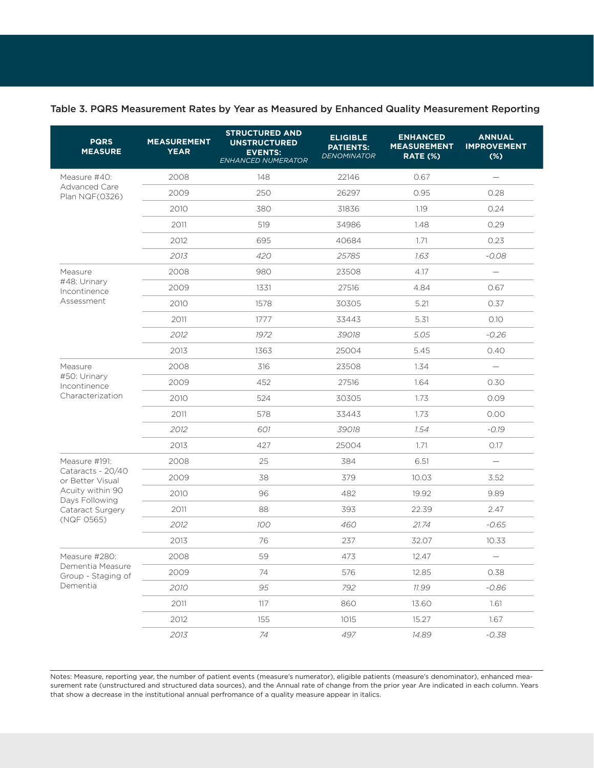Table 3. PQRS Measurement Rates by Year as Measured by Enhanced Quality Measurement Reporting

| PQRS MEASURE | MEASUREMENT YEAR | STRUCTURED AND UNSTRUCTURED EVENTS: *ENHANCED NUMERATOR* | ELIGIBLE PATIENTS: *DENOMINATOR* | ENHANCED MEASUREMENT RATE (%) | ANNUAL IMPROVEMENT (%) |
|---|---|---|---|---|---|
| Measure #40: Advanced Care Plan NQF(0326) | 2008 | 148 | 22146 | 0.67 | — |
| | 2009 | 250 | 26297 | 0.95 | 0.28 |
| | 2010 | 380 | 31836 | 1.19 | 0.24 |
| | 2011 | 519 | 34986 | 1.48 | 0.29 |
| | 2012 | 695 | 40684 | 1.71 | 0.23 |
| | *2013* | *420* | *25785* | *1.63* | *-0.08* |
| Measure #48: Urinary Incontinence Assessment | 2008 | 980 | 23508 | 4.17 | — |
| | 2009 | 1331 | 27516 | 4.84 | 0.67 |
| | 2010 | 1578 | 30305 | 5.21 | 0.37 |
| | 2011 | 1777 | 33443 | 5.31 | 0.10 |
| | *2012* | *1972* | *39018* | *5.05* | *-0.26* |
| | 2013 | 1363 | 25004 | 5.45 | 0.40 |
| Measure #50: Urinary Incontinence Characterization | 2008 | 316 | 23508 | 1.34 | — |
| | 2009 | 452 | 27516 | 1.64 | 0.30 |
| | 2010 | 524 | 30305 | 1.73 | 0.09 |
| | 2011 | 578 | 33443 | 1.73 | 0.00 |
| | *2012* | *601* | *39018* | *1.54* | *-0.19* |
| | 2013 | 427 | 25004 | 1.71 | 0.17 |
| Measure #191: Cataracts - 20/40 or Better Visual Acuity within 90 Days Following Cataract Surgery (NQF 0565) | 2008 | 25 | 384 | 6.51 | — |
| | 2009 | 38 | 379 | 10.03 | 3.52 |
| | 2010 | 96 | 482 | 19.92 | 9.89 |
| | 2011 | 88 | 393 | 22.39 | 2.47 |
| | *2012* | *100* | *460* | *21.74* | *-0.65* |
| | 2013 | 76 | 237 | 32.07 | 10.33 |
| Measure #280: Dementia Measure Group - Staging of Dementia | 2008 | 59 | 473 | 12.47 | — |
| | 2009 | 74 | 576 | 12.85 | 0.38 |
| | *2010* | *95* | *792* | *11.99* | *-0.86* |
| | 2011 | 117 | 860 | 13.60 | 1.61 |
| | 2012 | 155 | 1015 | 15.27 | 1.67 |
| | *2013* | *74* | *497* | *14.89* | *-0.38* |

Notes: Measure, reporting year, the number of patient events (measure's numerator), eligible patients (measure's denominator), enhanced measurement rate (unstructured and structured data sources), and the Annual rate of change from the prior year Are indicated in each column. Years that show a decrease in the institutional annual perfromance of a quality measure appear in italics.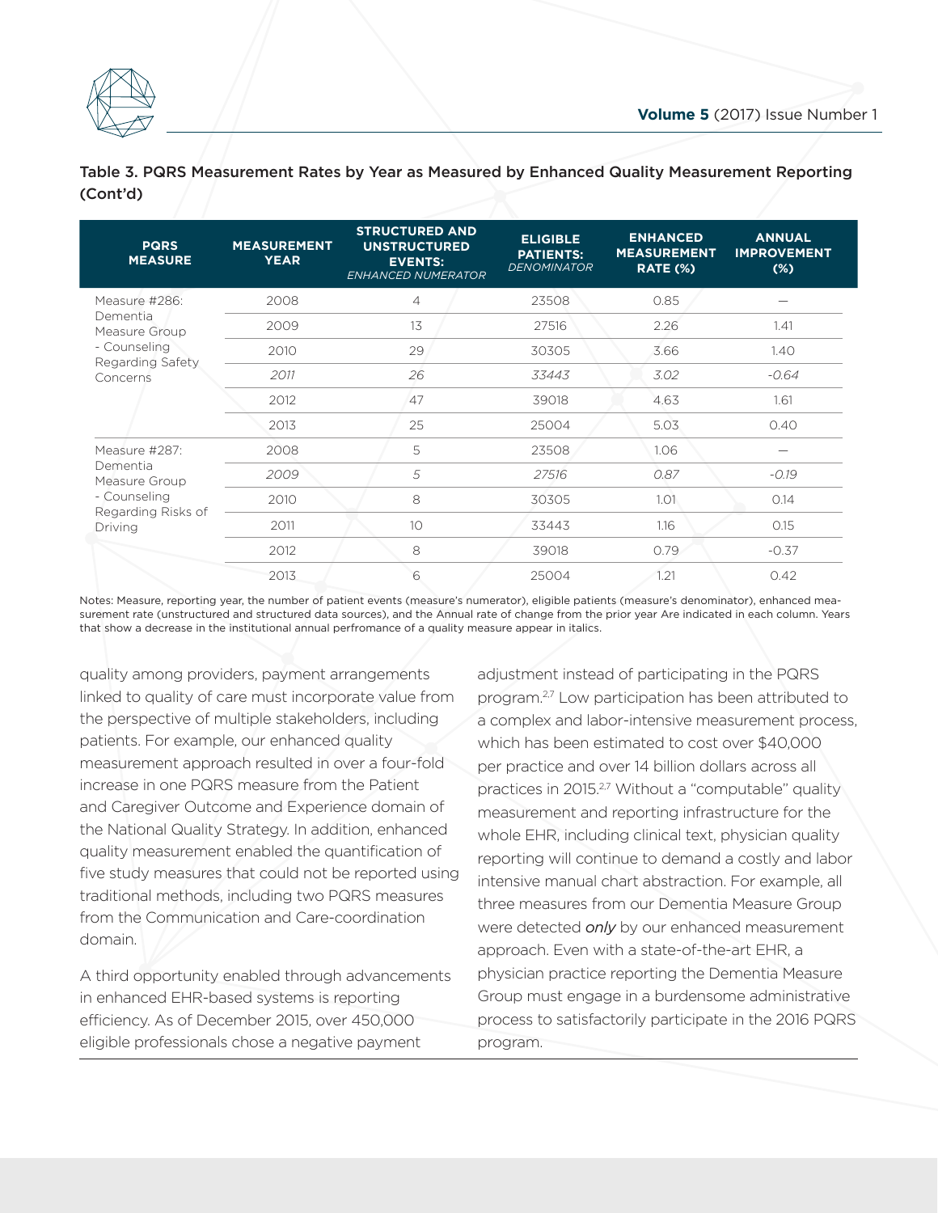Table 3. PQRS Measurement Rates by Year as Measured by Enhanced Quality Measurement Reporting (Cont'd)

| PQRS MEASURE | MEASUREMENT YEAR | STRUCTURED AND UNSTRUCTURED EVENTS: *ENHANCED NUMERATOR* | ELIGIBLE PATIENTS: *DENOMINATOR* | ENHANCED MEASUREMENT RATE (%) | ANNUAL IMPROVEMENT (%) |
|---|---|---|---|---|---|
| Measure #286: Dementia Measure Group - Counseling Regarding Safety Concerns | 2008 | 4 | 23508 | 0.85 | — |
| | 2009 | 13 | 27516 | 2.26 | 1.41 |
| | 2010 | 29 | 30305 | 3.66 | 1.40 |
| | *2011* | *26* | *33443* | *3.02* | *-0.64* |
| | 2012 | 47 | 39018 | 4.63 | 1.61 |
| | 2013 | 25 | 25004 | 5.03 | 0.40 |
| Measure #287: Dementia Measure Group - Counseling Regarding Risks of Driving | 2008 | 5 | 23508 | 1.06 | — |
| | *2009* | *5* | *27516* | *0.87* | *-0.19* |
| | 2010 | 8 | 30305 | 1.01 | 0.14 |
| | 2011 | 10 | 33443 | 1.16 | 0.15 |
| | 2012 | 8 | 39018 | 0.79 | -0.37 |
| | 2013 | 6 | 25004 | 1.21 | 0.42 |

Notes: Measure, reporting year, the number of patient events (measure's numerator), eligible patients (measure's denominator), enhanced measurement rate (unstructured and structured data sources), and the Annual rate of change from the prior year Are indicated in each column. Years that show a decrease in the institutional annual perfromance of a quality measure appear in italics.

quality among providers, payment arrangements linked to quality of care must incorporate value from the perspective of multiple stakeholders, including patients. For example, our enhanced quality measurement approach resulted in over a four-fold increase in one PQRS measure from the Patient and Caregiver Outcome and Experience domain of the National Quality Strategy. In addition, enhanced quality measurement enabled the quantification of five study measures that could not be reported using traditional methods, including two PQRS measures from the Communication and Care-coordination domain.

A third opportunity enabled through advancements in enhanced EHR-based systems is reporting efficiency. As of December 2015, over 450,000 eligible professionals chose a negative payment adjustment instead of participating in the PQRS program.[2,7] Low participation has been attributed to a complex and labor-intensive measurement process, which has been estimated to cost over $40,000 per practice and over 14 billion dollars across all practices in 2015.[2,7] Without a "computable" quality measurement and reporting infrastructure for the whole EHR, including clinical text, physician quality reporting will continue to demand a costly and labor intensive manual chart abstraction. For example, all three measures from our Dementia Measure Group were detected ***only*** by our enhanced measurement approach. Even with a state-of-the-art EHR, a physician practice reporting the Dementia Measure Group must engage in a burdensome administrative process to satisfactorily participate in the 2016 PQRS program.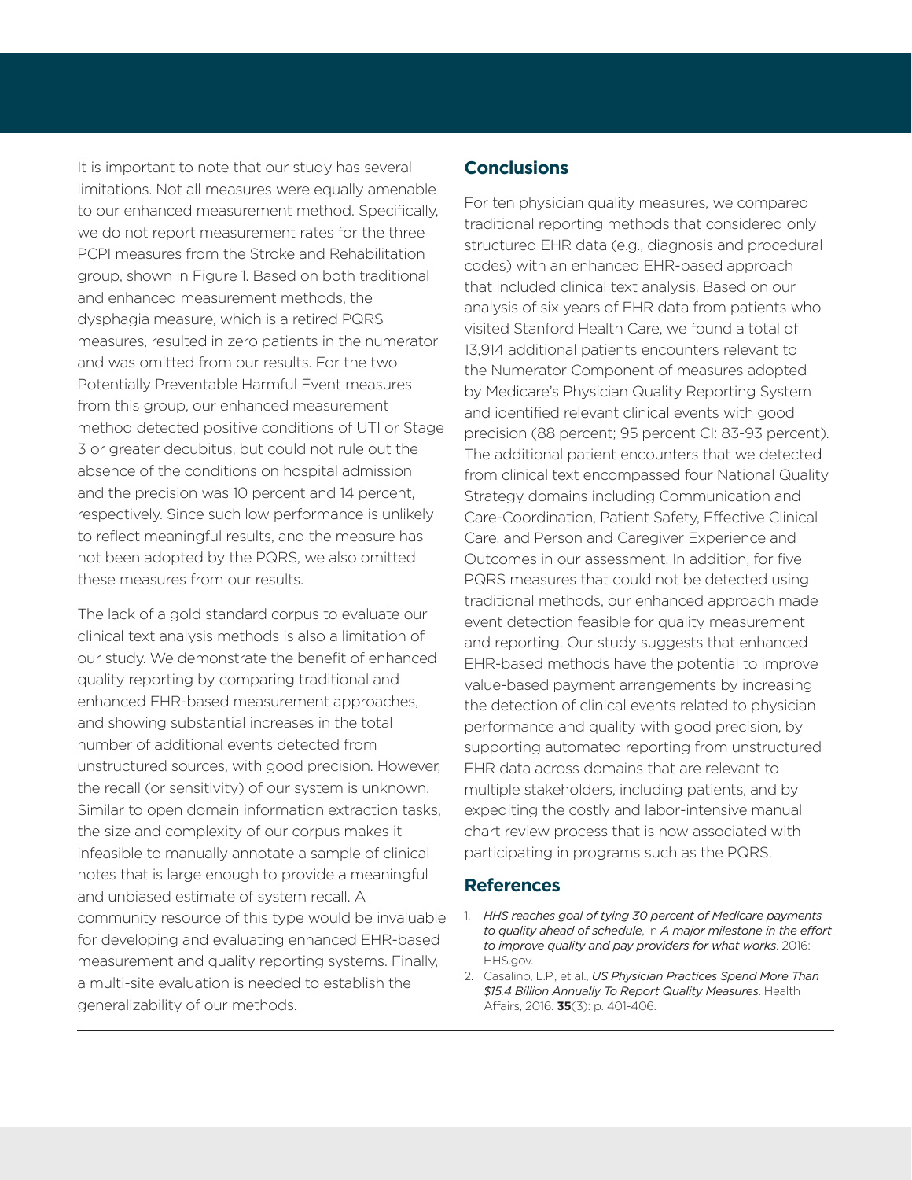It is important to note that our study has several limitations. Not all measures were equally amenable to our enhanced measurement method. Specifically, we do not report measurement rates for the three PCPI measures from the Stroke and Rehabilitation group, shown in Figure 1. Based on both traditional and enhanced measurement methods, the dysphagia measure, which is a retired PQRS measures, resulted in zero patients in the numerator and was omitted from our results. For the two Potentially Preventable Harmful Event measures from this group, our enhanced measurement method detected positive conditions of UTI or Stage 3 or greater decubitus, but could not rule out the absence of the conditions on hospital admission and the precision was 10 percent and 14 percent, respectively. Since such low performance is unlikely to reflect meaningful results, and the measure has not been adopted by the PQRS, we also omitted these measures from our results.

The lack of a gold standard corpus to evaluate our clinical text analysis methods is also a limitation of our study. We demonstrate the benefit of enhanced quality reporting by comparing traditional and enhanced EHR-based measurement approaches, and showing substantial increases in the total number of additional events detected from unstructured sources, with good precision. However, the recall (or sensitivity) of our system is unknown. Similar to open domain information extraction tasks, the size and complexity of our corpus makes it infeasible to manually annotate a sample of clinical notes that is large enough to provide a meaningful and unbiased estimate of system recall. A community resource of this type would be invaluable for developing and evaluating enhanced EHR-based measurement and quality reporting systems. Finally, a multi-site evaluation is needed to establish the generalizability of our methods.

## Conclusions

For ten physician quality measures, we compared traditional reporting methods that considered only structured EHR data (e.g., diagnosis and procedural codes) with an enhanced EHR-based approach that included clinical text analysis. Based on our analysis of six years of EHR data from patients who visited Stanford Health Care, we found a total of 13,914 additional patients encounters relevant to the Numerator Component of measures adopted by Medicare's Physician Quality Reporting System and identified relevant clinical events with good precision (88 percent; 95 percent CI: 83-93 percent). The additional patient encounters that we detected from clinical text encompassed four National Quality Strategy domains including Communication and Care-Coordination, Patient Safety, Effective Clinical Care, and Person and Caregiver Experience and Outcomes in our assessment. In addition, for five PQRS measures that could not be detected using traditional methods, our enhanced approach made event detection feasible for quality measurement and reporting. Our study suggests that enhanced EHR-based methods have the potential to improve value-based payment arrangements by increasing the detection of clinical events related to physician performance and quality with good precision, by supporting automated reporting from unstructured EHR data across domains that are relevant to multiple stakeholders, including patients, and by expediting the costly and labor-intensive manual chart review process that is now associated with participating in programs such as the PQRS.

## References

1. *HHS reaches goal of tying 30 percent of Medicare payments to quality ahead of schedule*, in *A major milestone in the effort to improve quality and pay providers for what works*. 2016: HHS.gov.
2. Casalino, L.P., et al., *US Physician Practices Spend More Than $15.4 Billion Annually To Report Quality Measures*. Health Affairs, 2016. **35**(3): p. 401-406.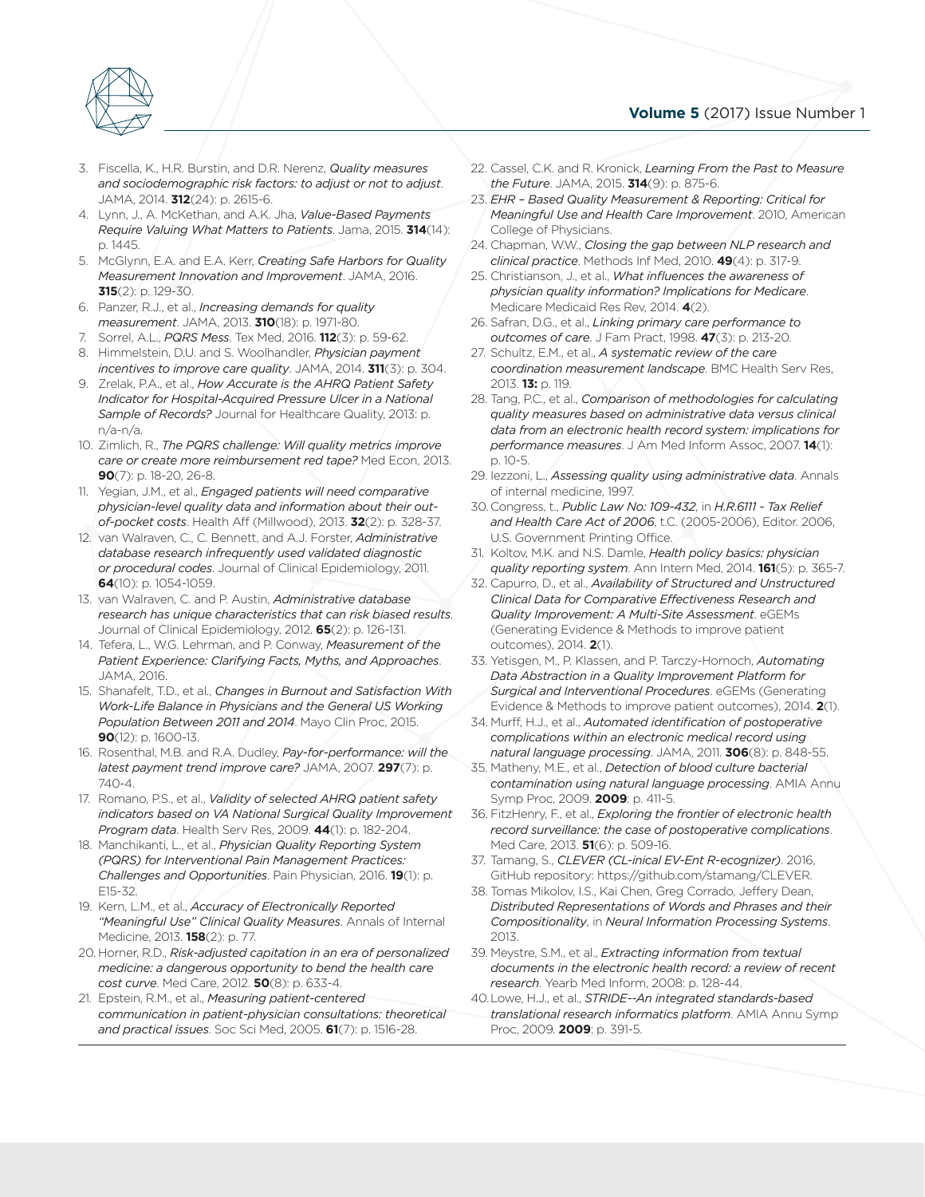3. Fiscella, K., H.R. Burstin, and D.R. Nerenz, *Quality measures and sociodemographic risk factors: to adjust or not to adjust*. JAMA, 2014. **312**(24): p. 2615-6.
4. Lynn, J., A. McKethan, and A.K. Jha, *Value-Based Payments Require Valuing What Matters to Patients*. Jama, 2015. **314**(14): p. 1445.
5. McGlynn, E.A. and E.A. Kerr, *Creating Safe Harbors for Quality Measurement Innovation and Improvement*. JAMA, 2016. **315**(2): p. 129-30.
6. Panzer, R.J., et al., *Increasing demands for quality measurement*. JAMA, 2013. **310**(18): p. 1971-80.
7. Sorrel, A.L., *PQRS Mess*. Tex Med, 2016. **112**(3): p. 59-62.
8. Himmelstein, D.U. and S. Woolhandler, *Physician payment incentives to improve care quality*. JAMA, 2014. **311**(3): p. 304.
9. Zrelak, P.A., et al., *How Accurate is the AHRQ Patient Safety Indicator for Hospital-Acquired Pressure Ulcer in a National Sample of Records?* Journal for Healthcare Quality, 2013: p. n/a-n/a.
10. Zimlich, R., *The PQRS challenge: Will quality metrics improve care or create more reimbursement red tape?* Med Econ, 2013. **90**(7): p. 18-20, 26-8.
11. Yegian, J.M., et al., *Engaged patients will need comparative physician-level quality data and information about their out-of-pocket costs*. Health Aff (Millwood), 2013. **32**(2): p. 328-37.
12. van Walraven, C., C. Bennett, and A.J. Forster, *Administrative database research infrequently used validated diagnostic or procedural codes*. Journal of Clinical Epidemiology, 2011. **64**(10): p. 1054-1059.
13. van Walraven, C. and P. Austin, *Administrative database research has unique characteristics that can risk biased results*. Journal of Clinical Epidemiology, 2012. **65**(2): p. 126-131.
14. Tefera, L., W.G. Lehrman, and P. Conway, *Measurement of the Patient Experience: Clarifying Facts, Myths, and Approaches*. JAMA, 2016.
15. Shanafelt, T.D., et al., *Changes in Burnout and Satisfaction With Work-Life Balance in Physicians and the General US Working Population Between 2011 and 2014*. Mayo Clin Proc, 2015. **90**(12): p. 1600-13.
16. Rosenthal, M.B. and R.A. Dudley, *Pay-for-performance: will the latest payment trend improve care?* JAMA, 2007. **297**(7): p. 740-4.
17. Romano, P.S., et al., *Validity of selected AHRQ patient safety indicators based on VA National Surgical Quality Improvement Program data*. Health Serv Res, 2009. **44**(1): p. 182-204.
18. Manchikanti, L., et al., *Physician Quality Reporting System (PQRS) for Interventional Pain Management Practices: Challenges and Opportunities*. Pain Physician, 2016. **19**(1): p. E15-32.
19. Kern, L.M., et al., *Accuracy of Electronically Reported "Meaningful Use" Clinical Quality Measures*. Annals of Internal Medicine, 2013. **158**(2): p. 77.
20. Horner, R.D., *Risk-adjusted capitation in an era of personalized medicine: a dangerous opportunity to bend the health care cost curve*. Med Care, 2012. **50**(8): p. 633-4.
21. Epstein, R.M., et al., *Measuring patient-centered communication in patient-physician consultations: theoretical and practical issues*. Soc Sci Med, 2005. **61**(7): p. 1516-28.
22. Cassel, C.K. and R. Kronick, *Learning From the Past to Measure the Future*. JAMA, 2015. **314**(9): p. 875-6.
23. *EHR – Based Quality Measurement & Reporting: Critical for Meaningful Use and Health Care Improvement*. 2010, American College of Physicians.
24. Chapman, W.W., *Closing the gap between NLP research and clinical practice*. Methods Inf Med, 2010. **49**(4): p. 317-9.
25. Christianson, J., et al., *What influences the awareness of physician quality information? Implications for Medicare*. Medicare Medicaid Res Rev, 2014. **4**(2).
26. Safran, D.G., et al., *Linking primary care performance to outcomes of care*. J Fam Pract, 1998. **47**(3): p. 213-20.
27. Schultz, E.M., et al., *A systematic review of the care coordination measurement landscape*. BMC Health Serv Res, 2013. **13:** p. 119.
28. Tang, P.C., et al., *Comparison of methodologies for calculating quality measures based on administrative data versus clinical data from an electronic health record system: implications for performance measures*. J Am Med Inform Assoc, 2007. **14**(1): p. 10-5.
29. Iezzoni, L., *Assessing quality using administrative data*. Annals of internal medicine, 1997.
30. Congress, t., *Public Law No: 109-432*, in *H.R.6111 - Tax Relief and Health Care Act of 2006*, t.C. (2005-2006), Editor. 2006, U.S. Government Printing Office.
31. Koltov, M.K. and N.S. Damle, *Health policy basics: physician quality reporting system*. Ann Intern Med, 2014. **161**(5): p. 365-7.
32. Capurro, D., et al., *Availability of Structured and Unstructured Clinical Data for Comparative Effectiveness Research and Quality Improvement: A Multi-Site Assessment*. eGEMs (Generating Evidence & Methods to improve patient outcomes), 2014. **2**(1).
33. Yetisgen, M., P. Klassen, and P. Tarczy-Hornoch, *Automating Data Abstraction in a Quality Improvement Platform for Surgical and Interventional Procedures*. eGEMs (Generating Evidence & Methods to improve patient outcomes), 2014. **2**(1).
34. Murff, H.J., et al., *Automated identification of postoperative complications within an electronic medical record using natural language processing*. JAMA, 2011. **306**(8): p. 848-55.
35. Matheny, M.E., et al., *Detection of blood culture bacterial contamination using natural language processing*. AMIA Annu Symp Proc, 2009. **2009**: p. 411-5.
36. FitzHenry, F., et al., *Exploring the frontier of electronic health record surveillance: the case of postoperative complications*. Med Care, 2013. **51**(6): p. 509-16.
37. Tamang, S., *CLEVER (CL-inical EV-Ent R-ecognizer)*. 2016, GitHub repository: https://github.com/stamang/CLEVER.
38. Tomas Mikolov, I.S., Kai Chen, Greg Corrado, Jeffery Dean, *Distributed Representations of Words and Phrases and their Compositionality*, in *Neural Information Processing Systems*. 2013.
39. Meystre, S.M., et al., *Extracting information from textual documents in the electronic health record: a review of recent research*. Yearb Med Inform, 2008: p. 128-44.
40. Lowe, H.J., et al., *STRIDE--An integrated standards-based translational research informatics platform*. AMIA Annu Symp Proc, 2009. **2009**: p. 391-5.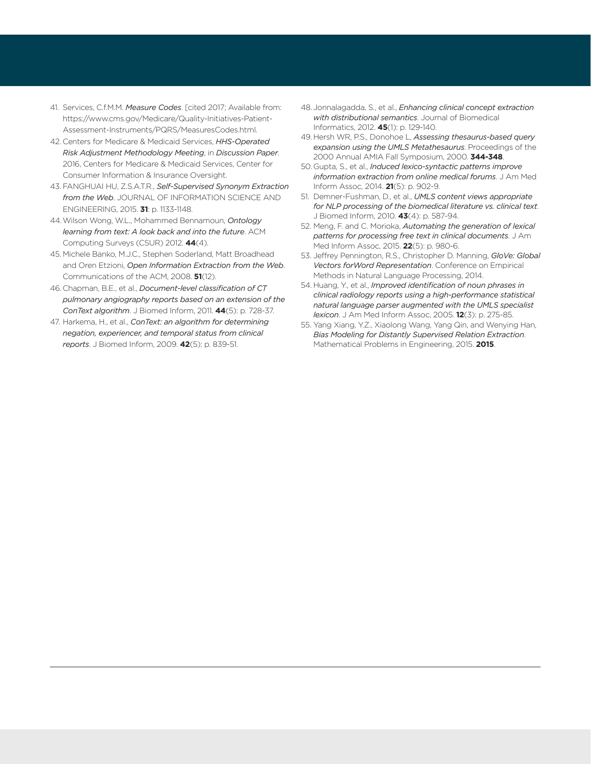41. Services, C.f.M.M. *Measure Codes*. [cited 2017; Available from: https://www.cms.gov/Medicare/Quality-Initiatives-Patient-Assessment-Instruments/PQRS/MeasuresCodes.html.
42. Centers for Medicare & Medicaid Services, *HHS-Operated Risk Adjustment Methodology Meeting*, in *Discussion Paper*. 2016, Centers for Medicare & Medicaid Services, Center for Consumer Information & Insurance Oversight.
43. FANGHUAI HU, Z.S.A.T.R., *Self-Supervised Synonym Extraction from the Web*. JOURNAL OF INFORMATION SCIENCE AND ENGINEERING, 2015. **31**: p. 1133-1148.
44. Wilson Wong, W.L., Mohammed Bennamoun, *Ontology learning from text: A look back and into the future*. ACM Computing Surveys (CSUR) 2012. **44**(4).
45. Michele Banko, M.J.C., Stephen Soderland, Matt Broadhead and Oren Etzioni, *Open Information Extraction from the Web*. Communications of the ACM, 2008. **51**(12).
46. Chapman, B.E., et al., *Document-level classification of CT pulmonary angiography reports based on an extension of the ConText algorithm*. J Biomed Inform, 2011. **44**(5): p. 728-37.
47. Harkema, H., et al., *ConText: an algorithm for determining negation, experiencer, and temporal status from clinical reports*. J Biomed Inform, 2009. **42**(5): p. 839-51.
48. Jonnalagadda, S., et al., *Enhancing clinical concept extraction with distributional semantics*. Journal of Biomedical Informatics, 2012. **45**(1): p. 129-140.
49. Hersh WR, P.S., Donohoe L, *Assessing thesaurus-based query expansion using the UMLS Metathesaurus*. Proceedings of the 2000 Annual AMIA Fall Symposium, 2000. **344-348**.
50. Gupta, S., et al., *Induced lexico-syntactic patterns improve information extraction from online medical forums*. J Am Med Inform Assoc, 2014. **21**(5): p. 902-9.
51. Demner-Fushman, D., et al., *UMLS content views appropriate for NLP processing of the biomedical literature vs. clinical text*. J Biomed Inform, 2010. **43**(4): p. 587-94.
52. Meng, F. and C. Morioka, *Automating the generation of lexical patterns for processing free text in clinical documents*. J Am Med Inform Assoc, 2015. **22**(5): p. 980-6.
53. Jeffrey Pennington, R.S., Christopher D. Manning, *GloVe: Global Vectors forWord Representation*. Conference on Empirical Methods in Natural Language Processing, 2014.
54. Huang, Y., et al., *Improved identification of noun phrases in clinical radiology reports using a high-performance statistical natural language parser augmented with the UMLS specialist lexicon*. J Am Med Inform Assoc, 2005. **12**(3): p. 275-85.
55. Yang Xiang, Y.Z., Xiaolong Wang, Yang Qin, and Wenying Han, *Bias Modeling for Distantly Supervised Relation Extraction*. Mathematical Problems in Engineering, 2015. **2015**.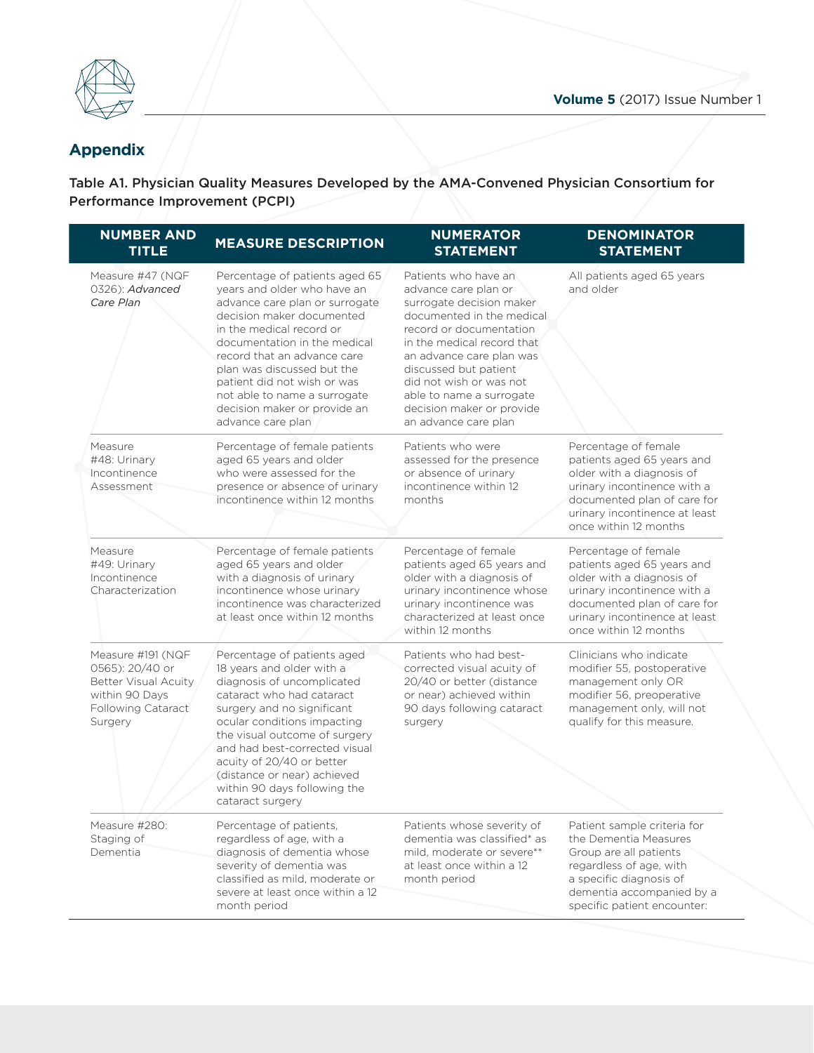## Appendix

Table A1. Physician Quality Measures Developed by the AMA-Convened Physician Consortium for Performance Improvement (PCPI)

| NUMBER AND TITLE | MEASURE DESCRIPTION | NUMERATOR STATEMENT | DENOMINATOR STATEMENT |
|---|---|---|---|
| Measure #47 (NQF 0326): *Advanced Care Plan* | Percentage of patients aged 65 years and older who have an advance care plan or surrogate decision maker documented in the medical record or documentation in the medical record that an advance care plan was discussed but the patient did not wish or was not able to name a surrogate decision maker or provide an advance care plan | Patients who have an advance care plan or surrogate decision maker documented in the medical record or documentation in the medical record that an advance care plan was discussed but patient did not wish or was not able to name a surrogate decision maker or provide an advance care plan | All patients aged 65 years and older |
| Measure #48: Urinary Incontinence Assessment | Percentage of female patients aged 65 years and older who were assessed for the presence or absence of urinary incontinence within 12 months | Patients who were assessed for the presence or absence of urinary incontinence within 12 months | Percentage of female patients aged 65 years and older with a diagnosis of urinary incontinence with a documented plan of care for urinary incontinence at least once within 12 months |
| Measure #49: Urinary Incontinence Characterization | Percentage of female patients aged 65 years and older with a diagnosis of urinary incontinence whose urinary incontinence was characterized at least once within 12 months | Percentage of female patients aged 65 years and older with a diagnosis of urinary incontinence whose urinary incontinence was characterized at least once within 12 months | Percentage of female patients aged 65 years and older with a diagnosis of urinary incontinence with a documented plan of care for urinary incontinence at least once within 12 months |
| Measure #191 (NQF 0565): 20/40 or Better Visual Acuity within 90 Days Following Cataract Surgery | Percentage of patients aged 18 years and older with a diagnosis of uncomplicated cataract who had cataract surgery and no significant ocular conditions impacting the visual outcome of surgery and had best-corrected visual acuity of 20/40 or better (distance or near) achieved within 90 days following the cataract surgery | Patients who had best-corrected visual acuity of 20/40 or better (distance or near) achieved within 90 days following cataract surgery | Clinicians who indicate modifier 55, postoperative management only OR modifier 56, preoperative management only, will not qualify for this measure. |
| Measure #280: Staging of Dementia | Percentage of patients, regardless of age, with a diagnosis of dementia whose severity of dementia was classified as mild, moderate or severe at least once within a 12 month period | Patients whose severity of dementia was classified* as mild, moderate or severe** at least once within a 12 month period | Patient sample criteria for the Dementia Measures Group are all patients regardless of age, with a specific diagnosis of dementia accompanied by a specific patient encounter: |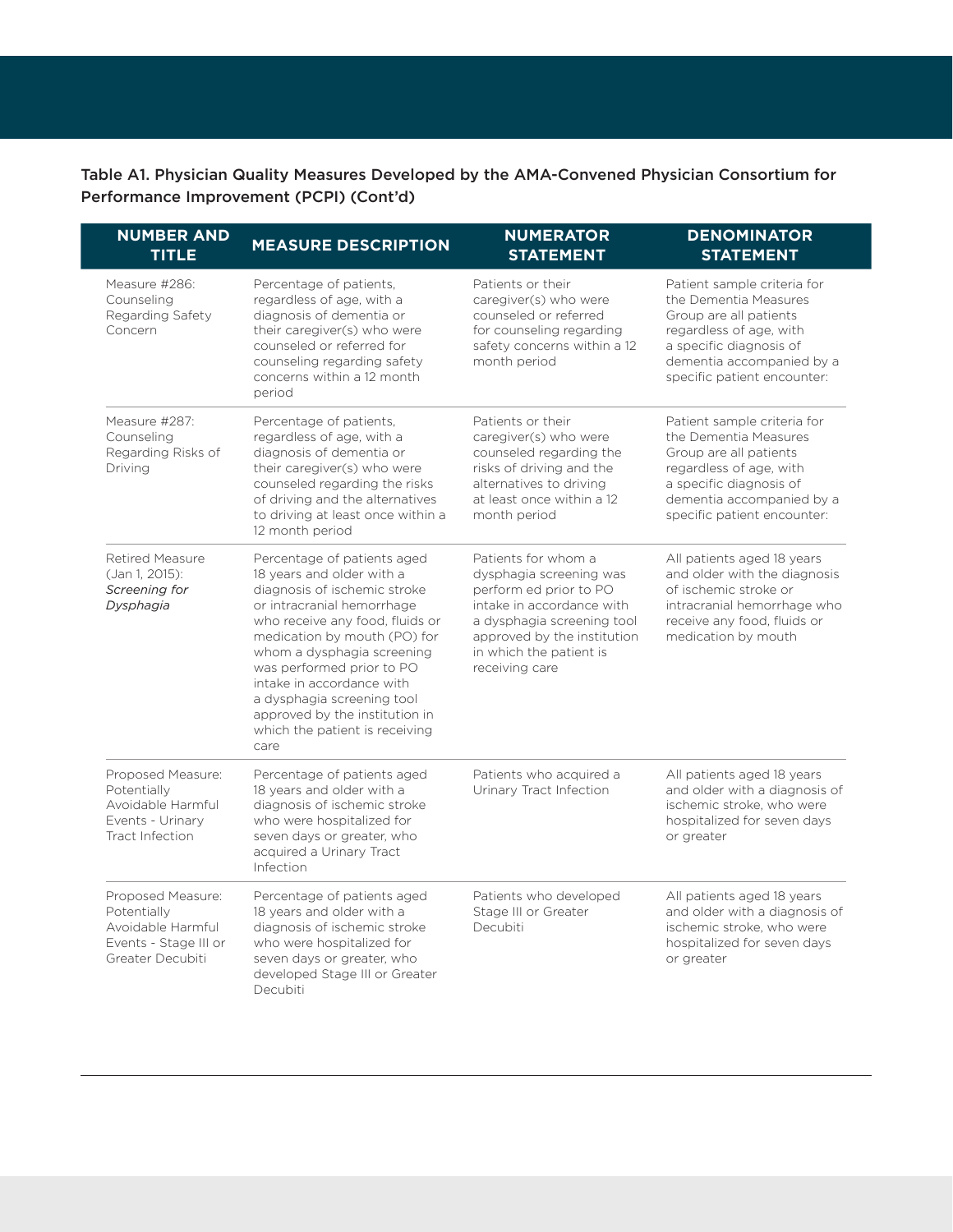Table A1. Physician Quality Measures Developed by the AMA-Convened Physician Consortium for Performance Improvement (PCPI) (Cont'd)

| NUMBER AND TITLE | MEASURE DESCRIPTION | NUMERATOR STATEMENT | DENOMINATOR STATEMENT |
|---|---|---|---|
| Measure #286: Counseling Regarding Safety Concern | Percentage of patients, regardless of age, with a diagnosis of dementia or their caregiver(s) who were counseled or referred for counseling regarding safety concerns within a 12 month period | Patients or their caregiver(s) who were counseled or referred for counseling regarding safety concerns within a 12 month period | Patient sample criteria for the Dementia Measures Group are all patients regardless of age, with a specific diagnosis of dementia accompanied by a specific patient encounter: |
| Measure #287: Counseling Regarding Risks of Driving | Percentage of patients, regardless of age, with a diagnosis of dementia or their caregiver(s) who were counseled regarding the risks of driving and the alternatives to driving at least once within a 12 month period | Patients or their caregiver(s) who were counseled regarding the risks of driving and the alternatives to driving at least once within a 12 month period | Patient sample criteria for the Dementia Measures Group are all patients regardless of age, with a specific diagnosis of dementia accompanied by a specific patient encounter: |
| Retired Measure (Jan 1, 2015): *Screening for Dysphagia* | Percentage of patients aged 18 years and older with a diagnosis of ischemic stroke or intracranial hemorrhage who receive any food, fluids or medication by mouth (PO) for whom a dysphagia screening was performed prior to PO intake in accordance with a dysphagia screening tool approved by the institution in which the patient is receiving care | Patients for whom a dysphagia screening was perform ed prior to PO intake in accordance with a dysphagia screening tool approved by the institution in which the patient is receiving care | All patients aged 18 years and older with the diagnosis of ischemic stroke or intracranial hemorrhage who receive any food, fluids or medication by mouth |
| Proposed Measure: Potentially Avoidable Harmful Events - Urinary Tract Infection | Percentage of patients aged 18 years and older with a diagnosis of ischemic stroke who were hospitalized for seven days or greater, who acquired a Urinary Tract Infection | Patients who acquired a Urinary Tract Infection | All patients aged 18 years and older with a diagnosis of ischemic stroke, who were hospitalized for seven days or greater |
| Proposed Measure: Potentially Avoidable Harmful Events - Stage III or Greater Decubiti | Percentage of patients aged 18 years and older with a diagnosis of ischemic stroke who were hospitalized for seven days or greater, who developed Stage III or Greater Decubiti | Patients who developed Stage III or Greater Decubiti | All patients aged 18 years and older with a diagnosis of ischemic stroke, who were hospitalized for seven days or greater |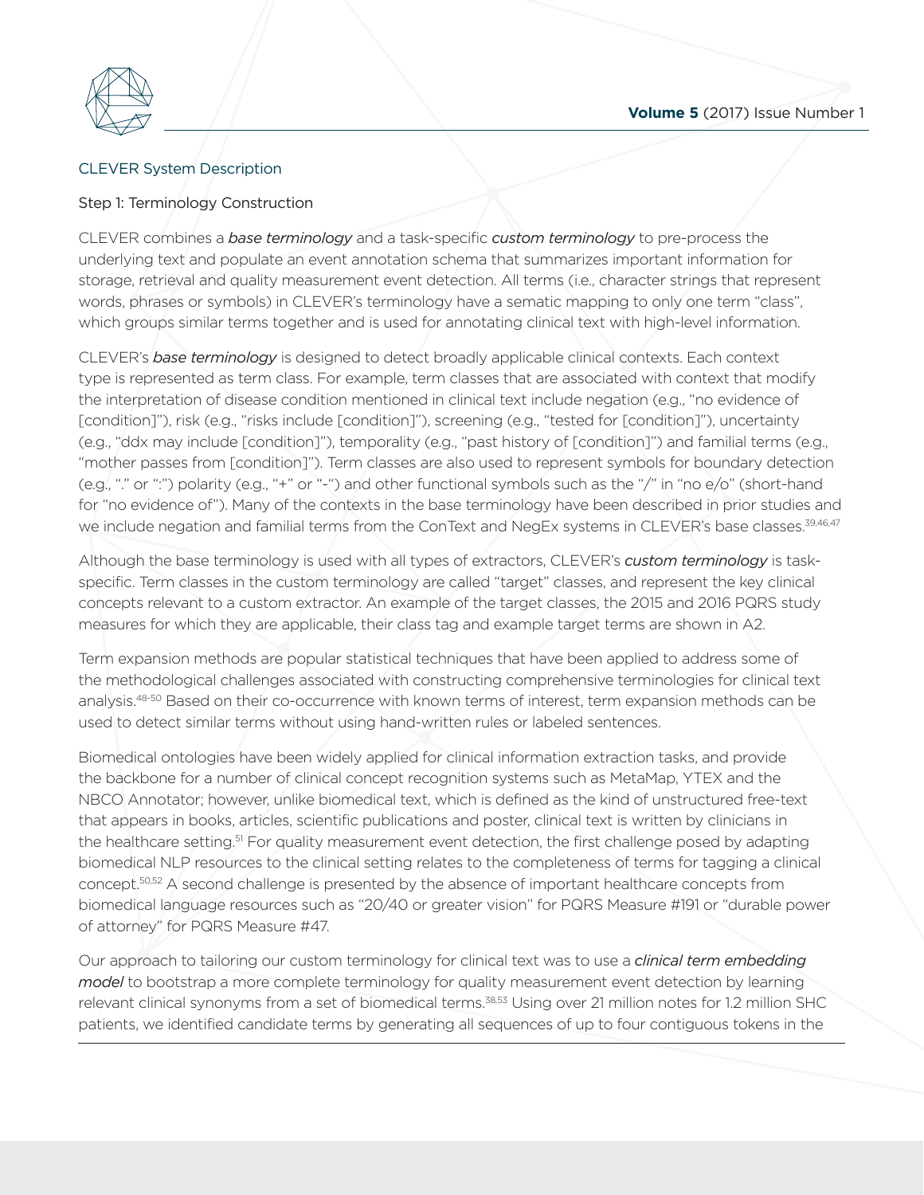## CLEVER System Description

### Step 1: Terminology Construction

CLEVER combines a *base terminology* and a task-specific *custom terminology* to pre-process the underlying text and populate an event annotation schema that summarizes important information for storage, retrieval and quality measurement event detection. All terms (i.e., character strings that represent words, phrases or symbols) in CLEVER's terminology have a sematic mapping to only one term "class", which groups similar terms together and is used for annotating clinical text with high-level information.

CLEVER's *base terminology* is designed to detect broadly applicable clinical contexts. Each context type is represented as term class. For example, term classes that are associated with context that modify the interpretation of disease condition mentioned in clinical text include negation (e.g., "no evidence of [condition]"), risk (e.g., "risks include [condition]"), screening (e.g., "tested for [condition]"), uncertainty (e.g., "ddx may include [condition]"), temporality (e.g., "past history of [condition]") and familial terms (e.g., "mother passes from [condition]"). Term classes are also used to represent symbols for boundary detection (e.g., "." or ":") polarity (e.g., "+" or "-") and other functional symbols such as the "/" in "no e/o" (short-hand for "no evidence of"). Many of the contexts in the base terminology have been described in prior studies and we include negation and familial terms from the ConText and NegEx systems in CLEVER's base classes.[39,46,47]

Although the base terminology is used with all types of extractors, CLEVER's *custom terminology* is task-specific. Term classes in the custom terminology are called "target" classes, and represent the key clinical concepts relevant to a custom extractor. An example of the target classes, the 2015 and 2016 PQRS study measures for which they are applicable, their class tag and example target terms are shown in A2.

Term expansion methods are popular statistical techniques that have been applied to address some of the methodological challenges associated with constructing comprehensive terminologies for clinical text analysis.[48-50] Based on their co-occurrence with known terms of interest, term expansion methods can be used to detect similar terms without using hand-written rules or labeled sentences.

Biomedical ontologies have been widely applied for clinical information extraction tasks, and provide the backbone for a number of clinical concept recognition systems such as MetaMap, YTEX and the NBCO Annotator; however, unlike biomedical text, which is defined as the kind of unstructured free-text that appears in books, articles, scientific publications and poster, clinical text is written by clinicians in the healthcare setting.[51] For quality measurement event detection, the first challenge posed by adapting biomedical NLP resources to the clinical setting relates to the completeness of terms for tagging a clinical concept.[50,52] A second challenge is presented by the absence of important healthcare concepts from biomedical language resources such as "20/40 or greater vision" for PQRS Measure #191 or "durable power of attorney" for PQRS Measure #47.

Our approach to tailoring our custom terminology for clinical text was to use a *clinical term embedding model* to bootstrap a more complete terminology for quality measurement event detection by learning relevant clinical synonyms from a set of biomedical terms.[38,53] Using over 21 million notes for 1.2 million SHC patients, we identified candidate terms by generating all sequences of up to four contiguous tokens in the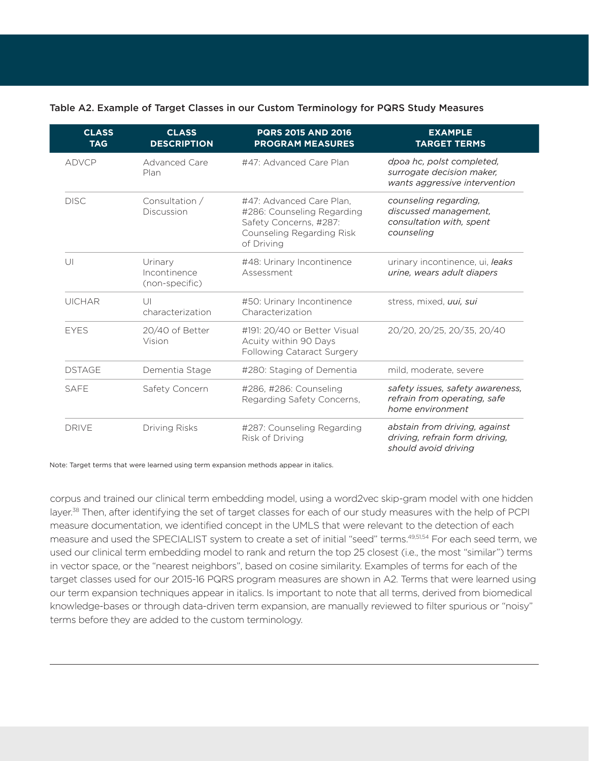Table A2. Example of Target Classes in our Custom Terminology for PQRS Study Measures

| CLASS TAG | CLASS DESCRIPTION | PQRS 2015 AND 2016 PROGRAM MEASURES | EXAMPLE TARGET TERMS |
|---|---|---|---|
| ADVCP | Advanced Care Plan | #47: Advanced Care Plan | *dpoa hc, polst completed, surrogate decision maker, wants aggressive intervention* |
| DISC | Consultation / Discussion | #47: Advanced Care Plan, #286: Counseling Regarding Safety Concerns, #287: Counseling Regarding Risk of Driving | *counseling regarding, discussed management, consultation with, spent counseling* |
| UI | Urinary Incontinence (non-specific) | #48: Urinary Incontinence Assessment | urinary incontinence, ui, *leaks urine, wears adult diapers* |
| UICHAR | UI characterization | #50: Urinary Incontinence Characterization | stress, mixed, *uui, sui* |
| EYES | 20/40 of Better Vision | #191: 20/40 or Better Visual Acuity within 90 Days Following Cataract Surgery | 20/20, 20/25, 20/35, 20/40 |
| DSTAGE | Dementia Stage | #280: Staging of Dementia | mild, moderate, severe |
| SAFE | Safety Concern | #286, #286: Counseling Regarding Safety Concerns, | *safety issues, safety awareness, refrain from operating, safe home environment* |
| DRIVE | Driving Risks | #287: Counseling Regarding Risk of Driving | *abstain from driving, against driving, refrain form driving, should avoid driving* |

Note: Target terms that were learned using term expansion methods appear in italics.

corpus and trained our clinical term embedding model, using a word2vec skip-gram model with one hidden layer.[38] Then, after identifying the set of target classes for each of our study measures with the help of PCPI measure documentation, we identified concept in the UMLS that were relevant to the detection of each measure and used the SPECIALIST system to create a set of initial "seed" terms.[49,51,54] For each seed term, we used our clinical term embedding model to rank and return the top 25 closest (i.e., the most "similar") terms in vector space, or the "nearest neighbors", based on cosine similarity. Examples of terms for each of the target classes used for our 2015-16 PQRS program measures are shown in A2. Terms that were learned using our term expansion techniques appear in italics. Is important to note that all terms, derived from biomedical knowledge-bases or through data-driven term expansion, are manually reviewed to filter spurious or "noisy" terms before they are added to the custom terminology.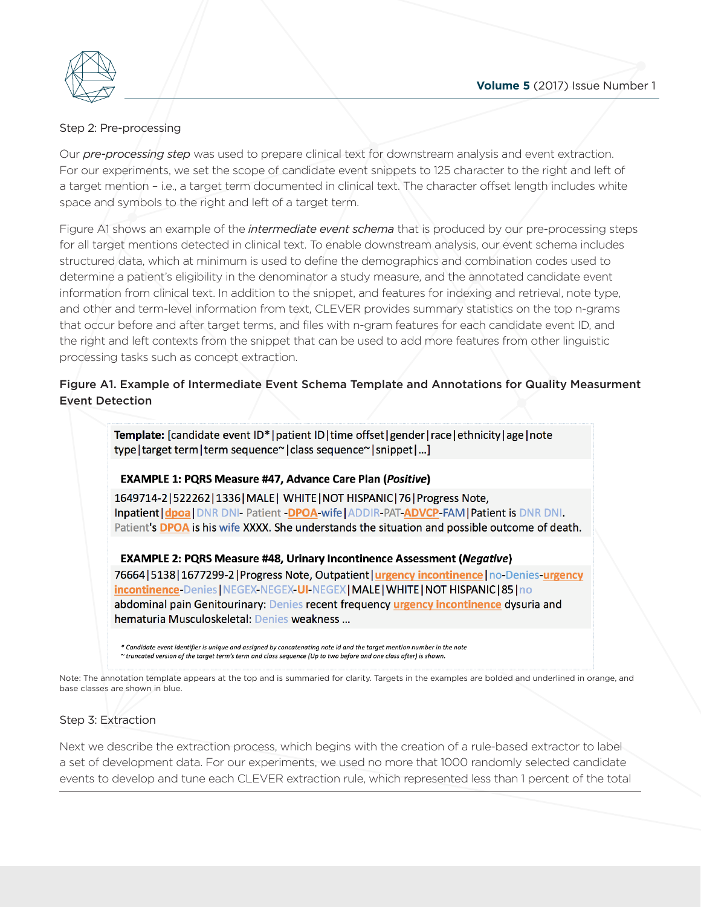Step 2: Pre-processing

Our *pre-processing step* was used to prepare clinical text for downstream analysis and event extraction. For our experiments, we set the scope of candidate event snippets to 125 character to the right and left of a target mention – i.e., a target term documented in clinical text. The character offset length includes white space and symbols to the right and left of a target term.

Figure A1 shows an example of the *intermediate event schema* that is produced by our pre-processing steps for all target mentions detected in clinical text. To enable downstream analysis, our event schema includes structured data, which at minimum is used to define the demographics and combination codes used to determine a patient's eligibility in the denominator a study measure, and the annotated candidate event information from clinical text. In addition to the snippet, and features for indexing and retrieval, note type, and other and term-level information from text, CLEVER provides summary statistics on the top n-grams that occur before and after target terms, and files with n-gram features for each candidate event ID, and the right and left contexts from the snippet that can be used to add more features from other linguistic processing tasks such as concept extraction.

**Figure A1. Example of Intermediate Event Schema Template and Annotations for Quality Measurment Event Detection**

**Template:** [candidate event ID*|patient ID|time offset|gender|race|ethnicity|age|note type|target term|term sequence~|class sequence~|snippet|...]

**EXAMPLE 1: PQRS Measure #47, Advance Care Plan (*Positive*)**

1649714-2|522262|1336|MALE| WHITE|NOT HISPANIC|76|Progress Note, Inpatient|**dpoa**|DNR DNI- Patient -**DPOA**-wife|ADDIR-PAT-**ADVCP**-FAM|Patient is DNR DNI. Patient's **DPOA** is his wife XXXX. She understands the situation and possible outcome of death.

**EXAMPLE 2: PQRS Measure #48, Urinary Incontinence Assessment (*Negative*)**

76664|5138|1677299-2|Progress Note, Outpatient|**urgency incontinence**|no-Denies-**urgency incontinence**-Denies|NEGEX-NEGEX-**UI**-NEGEX|MALE|WHITE|NOT HISPANIC|85|no abdominal pain Genitourinary: Denies recent frequency **urgency incontinence** dysuria and hematuria Musculoskeletal: Denies weakness ...

*\* Candidate event identifier is unique and assigned by concatenating note id and the target mention number in the note*
*~ truncated version of the target term's term and class sequence (Up to two before and one class after) is shown.*

Note: The annotation template appears at the top and is summaried for clarity. Targets in the examples are bolded and underlined in orange, and base classes are shown in blue.

Step 3: Extraction

Next we describe the extraction process, which begins with the creation of a rule-based extractor to label a set of development data. For our experiments, we used no more that 1000 randomly selected candidate events to develop and tune each CLEVER extraction rule, which represented less than 1 percent of the total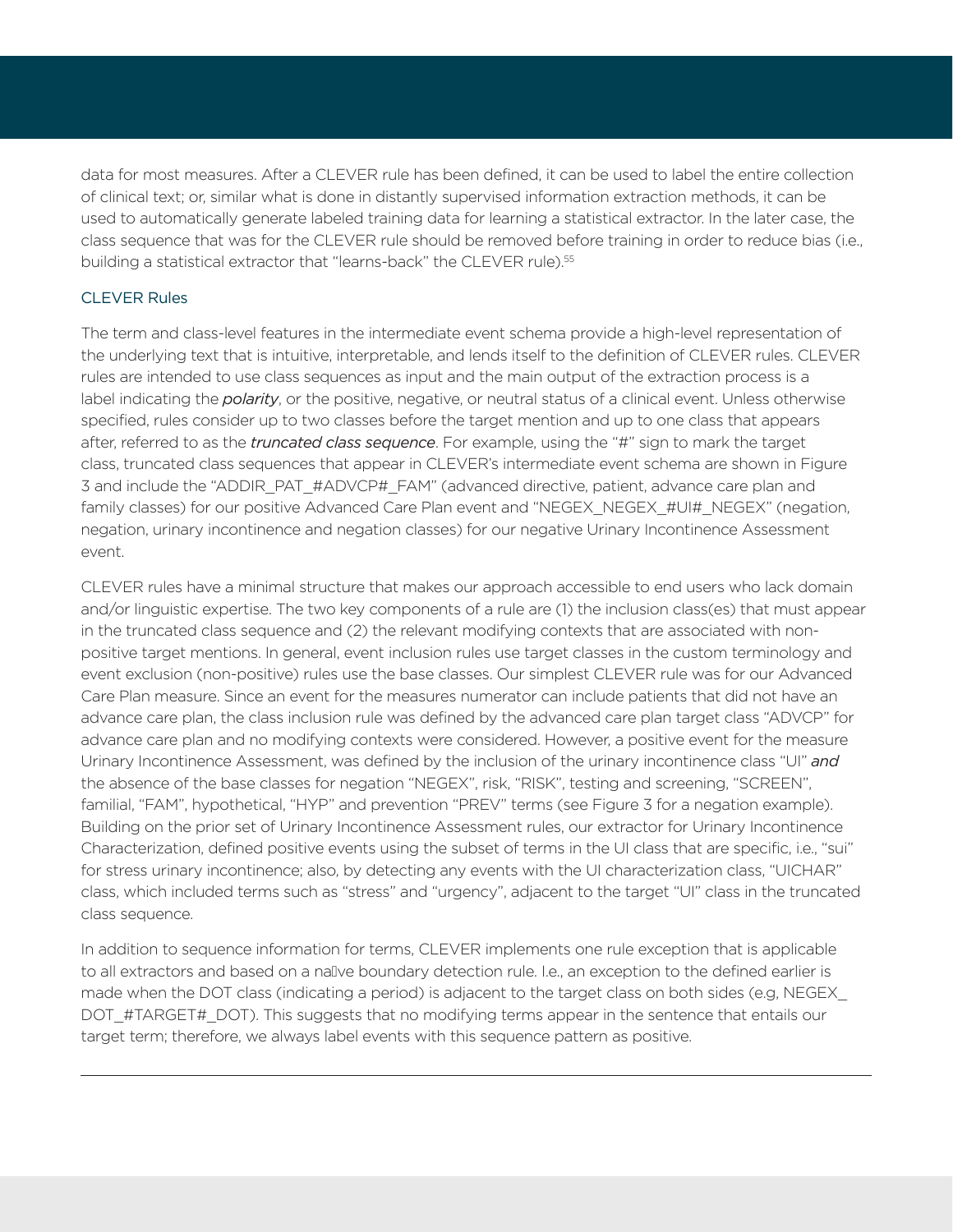data for most measures. After a CLEVER rule has been defined, it can be used to label the entire collection of clinical text; or, similar what is done in distantly supervised information extraction methods, it can be used to automatically generate labeled training data for learning a statistical extractor. In the later case, the class sequence that was for the CLEVER rule should be removed before training in order to reduce bias (i.e., building a statistical extractor that "learns-back" the CLEVER rule).[55]

### CLEVER Rules

The term and class-level features in the intermediate event schema provide a high-level representation of the underlying text that is intuitive, interpretable, and lends itself to the definition of CLEVER rules. CLEVER rules are intended to use class sequences as input and the main output of the extraction process is a label indicating the ***polarity***, or the positive, negative, or neutral status of a clinical event. Unless otherwise specified, rules consider up to two classes before the target mention and up to one class that appears after, referred to as the ***truncated class sequence***. For example, using the "#" sign to mark the target class, truncated class sequences that appear in CLEVER's intermediate event schema are shown in Figure 3 and include the "ADDIR_PAT_#ADVCP#_FAM" (advanced directive, patient, advance care plan and family classes) for our positive Advanced Care Plan event and "NEGEX_NEGEX_#UI#_NEGEX" (negation, negation, urinary incontinence and negation classes) for our negative Urinary Incontinence Assessment event.

CLEVER rules have a minimal structure that makes our approach accessible to end users who lack domain and/or linguistic expertise. The two key components of a rule are (1) the inclusion class(es) that must appear in the truncated class sequence and (2) the relevant modifying contexts that are associated with non-positive target mentions. In general, event inclusion rules use target classes in the custom terminology and event exclusion (non-positive) rules use the base classes. Our simplest CLEVER rule was for our Advanced Care Plan measure. Since an event for the measures numerator can include patients that did not have an advance care plan, the class inclusion rule was defined by the advanced care plan target class "ADVCP" for advance care plan and no modifying contexts were considered. However, a positive event for the measure Urinary Incontinence Assessment, was defined by the inclusion of the urinary incontinence class "UI" ***and*** the absence of the base classes for negation "NEGEX", risk, "RISK", testing and screening, "SCREEN", familial, "FAM", hypothetical, "HYP" and prevention "PREV" terms (see Figure 3 for a negation example). Building on the prior set of Urinary Incontinence Assessment rules, our extractor for Urinary Incontinence Characterization, defined positive events using the subset of terms in the UI class that are specific, i.e., "sui" for stress urinary incontinence; also, by detecting any events with the UI characterization class, "UICHAR" class, which included terms such as "stress" and "urgency", adjacent to the target "UI" class in the truncated class sequence.

In addition to sequence information for terms, CLEVER implements one rule exception that is applicable to all extractors and based on a naïve boundary detection rule. I.e., an exception to the defined earlier is made when the DOT class (indicating a period) is adjacent to the target class on both sides (e.g, NEGEX_DOT_#TARGET#_DOT). This suggests that no modifying terms appear in the sentence that entails our target term; therefore, we always label events with this sequence pattern as positive.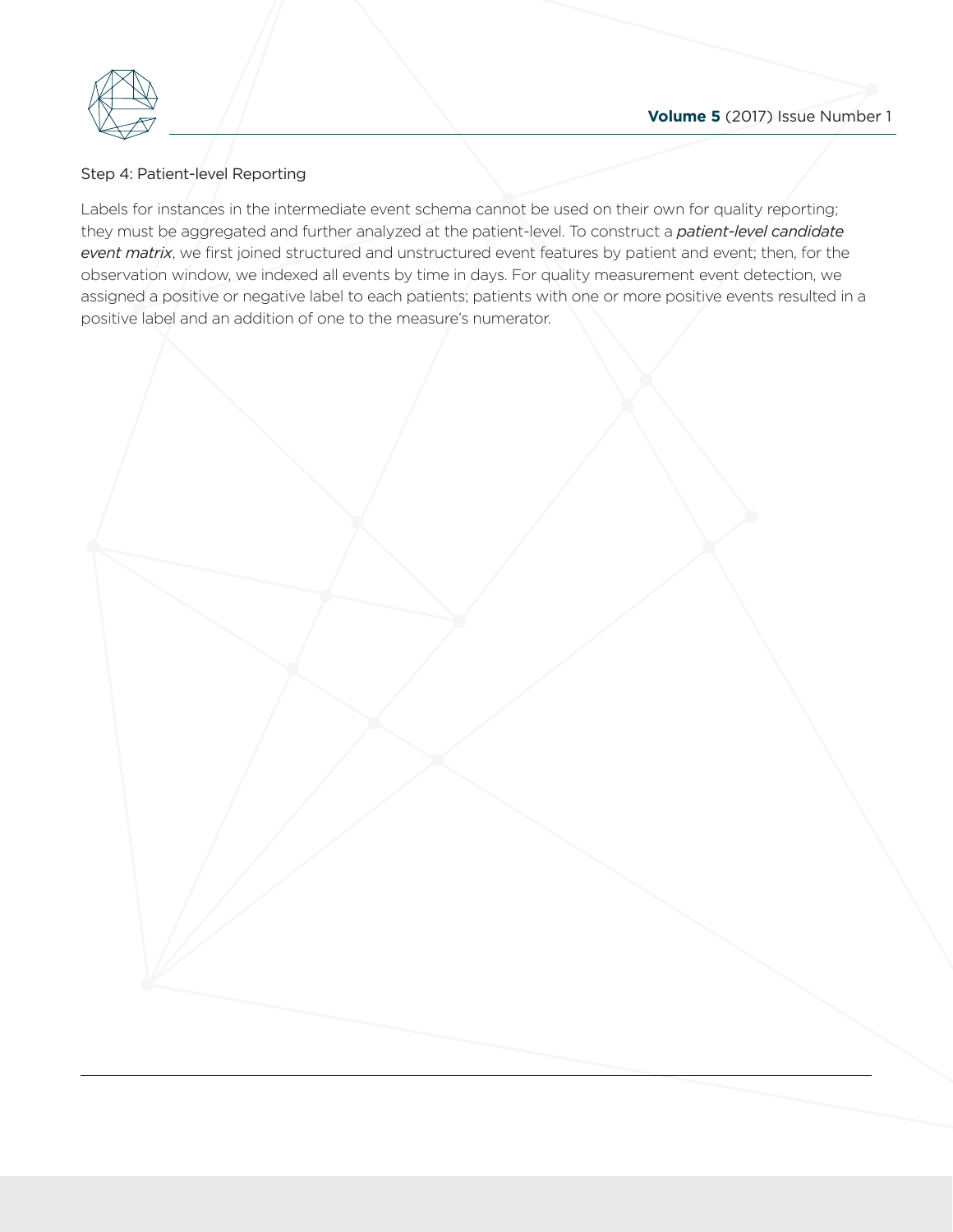Step 4: Patient-level Reporting

Labels for instances in the intermediate event schema cannot be used on their own for quality reporting; they must be aggregated and further analyzed at the patient-level. To construct a *patient-level candidate event matrix*, we first joined structured and unstructured event features by patient and event; then, for the observation window, we indexed all events by time in days. For quality measurement event detection, we assigned a positive or negative label to each patients; patients with one or more positive events resulted in a positive label and an addition of one to the measure's numerator.